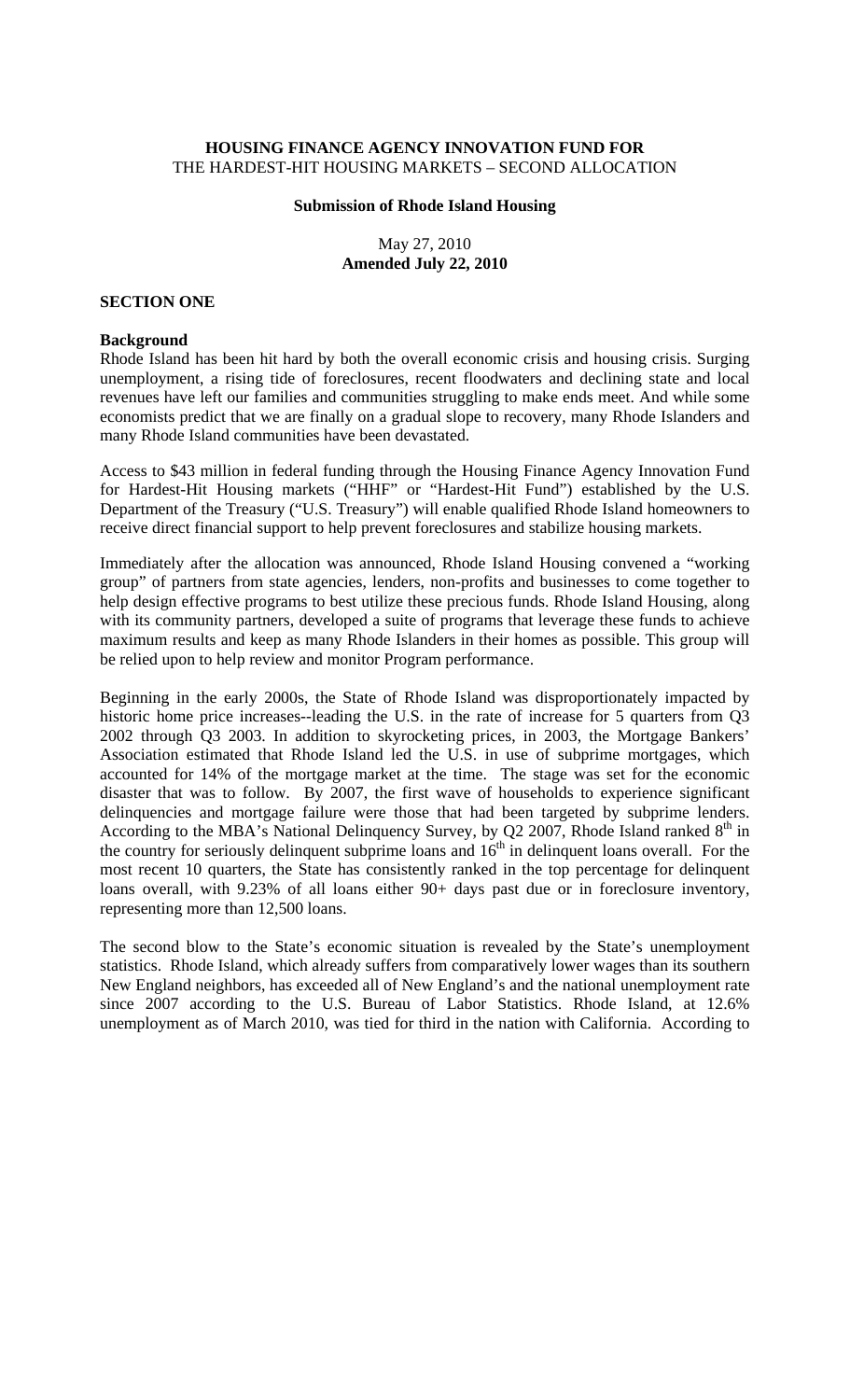**HOUSING FINANCE AGENCY INNOVATION FUND FOR**
THE HARDEST-HIT HOUSING MARKETS – SECOND ALLOCATION

**Submission of Rhode Island Housing**

May 27, 2010
**Amended July 22, 2010**

## SECTION ONE

### Background

Rhode Island has been hit hard by both the overall economic crisis and housing crisis. Surging unemployment, a rising tide of foreclosures, recent floodwaters and declining state and local revenues have left our families and communities struggling to make ends meet. And while some economists predict that we are finally on a gradual slope to recovery, many Rhode Islanders and many Rhode Island communities have been devastated.

Access to $43 million in federal funding through the Housing Finance Agency Innovation Fund for Hardest-Hit Housing markets ("HHF" or "Hardest-Hit Fund") established by the U.S. Department of the Treasury ("U.S. Treasury") will enable qualified Rhode Island homeowners to receive direct financial support to help prevent foreclosures and stabilize housing markets.

Immediately after the allocation was announced, Rhode Island Housing convened a "working group" of partners from state agencies, lenders, non-profits and businesses to come together to help design effective programs to best utilize these precious funds. Rhode Island Housing, along with its community partners, developed a suite of programs that leverage these funds to achieve maximum results and keep as many Rhode Islanders in their homes as possible. This group will be relied upon to help review and monitor Program performance.

Beginning in the early 2000s, the State of Rhode Island was disproportionately impacted by historic home price increases--leading the U.S. in the rate of increase for 5 quarters from Q3 2002 through Q3 2003. In addition to skyrocketing prices, in 2003, the Mortgage Bankers' Association estimated that Rhode Island led the U.S. in use of subprime mortgages, which accounted for 14% of the mortgage market at the time. The stage was set for the economic disaster that was to follow. By 2007, the first wave of households to experience significant delinquencies and mortgage failure were those that had been targeted by subprime lenders. According to the MBA's National Delinquency Survey, by Q2 2007, Rhode Island ranked 8th in the country for seriously delinquent subprime loans and 16th in delinquent loans overall. For the most recent 10 quarters, the State has consistently ranked in the top percentage for delinquent loans overall, with 9.23% of all loans either 90+ days past due or in foreclosure inventory, representing more than 12,500 loans.

The second blow to the State's economic situation is revealed by the State's unemployment statistics. Rhode Island, which already suffers from comparatively lower wages than its southern New England neighbors, has exceeded all of New England's and the national unemployment rate since 2007 according to the U.S. Bureau of Labor Statistics. Rhode Island, at 12.6% unemployment as of March 2010, was tied for third in the nation with California. According to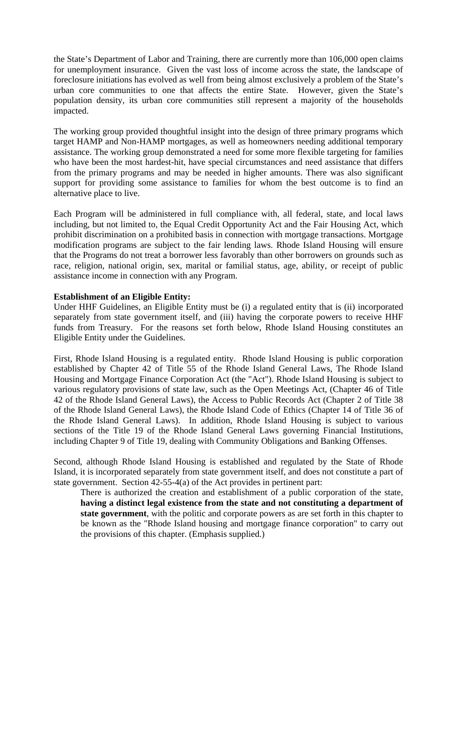the State's Department of Labor and Training, there are currently more than 106,000 open claims for unemployment insurance. Given the vast loss of income across the state, the landscape of foreclosure initiations has evolved as well from being almost exclusively a problem of the State's urban core communities to one that affects the entire State. However, given the State's population density, its urban core communities still represent a majority of the households impacted.

The working group provided thoughtful insight into the design of three primary programs which target HAMP and Non-HAMP mortgages, as well as homeowners needing additional temporary assistance. The working group demonstrated a need for some more flexible targeting for families who have been the most hardest-hit, have special circumstances and need assistance that differs from the primary programs and may be needed in higher amounts. There was also significant support for providing some assistance to families for whom the best outcome is to find an alternative place to live.

Each Program will be administered in full compliance with, all federal, state, and local laws including, but not limited to, the Equal Credit Opportunity Act and the Fair Housing Act, which prohibit discrimination on a prohibited basis in connection with mortgage transactions. Mortgage modification programs are subject to the fair lending laws. Rhode Island Housing will ensure that the Programs do not treat a borrower less favorably than other borrowers on grounds such as race, religion, national origin, sex, marital or familial status, age, ability, or receipt of public assistance income in connection with any Program.

**Establishment of an Eligible Entity:**

Under HHF Guidelines, an Eligible Entity must be (i) a regulated entity that is (ii) incorporated separately from state government itself, and (iii) having the corporate powers to receive HHF funds from Treasury. For the reasons set forth below, Rhode Island Housing constitutes an Eligible Entity under the Guidelines.

First, Rhode Island Housing is a regulated entity. Rhode Island Housing is public corporation established by Chapter 42 of Title 55 of the Rhode Island General Laws, The Rhode Island Housing and Mortgage Finance Corporation Act (the "Act"). Rhode Island Housing is subject to various regulatory provisions of state law, such as the Open Meetings Act, (Chapter 46 of Title 42 of the Rhode Island General Laws), the Access to Public Records Act (Chapter 2 of Title 38 of the Rhode Island General Laws), the Rhode Island Code of Ethics (Chapter 14 of Title 36 of the Rhode Island General Laws). In addition, Rhode Island Housing is subject to various sections of the Title 19 of the Rhode Island General Laws governing Financial Institutions, including Chapter 9 of Title 19, dealing with Community Obligations and Banking Offenses.

Second, although Rhode Island Housing is established and regulated by the State of Rhode Island, it is incorporated separately from state government itself, and does not constitute a part of state government. Section 42-55-4(a) of the Act provides in pertinent part:

> There is authorized the creation and establishment of a public corporation of the state, **having a distinct legal existence from the state and not constituting a department of state government**, with the politic and corporate powers as are set forth in this chapter to be known as the "Rhode Island housing and mortgage finance corporation" to carry out the provisions of this chapter. (Emphasis supplied.)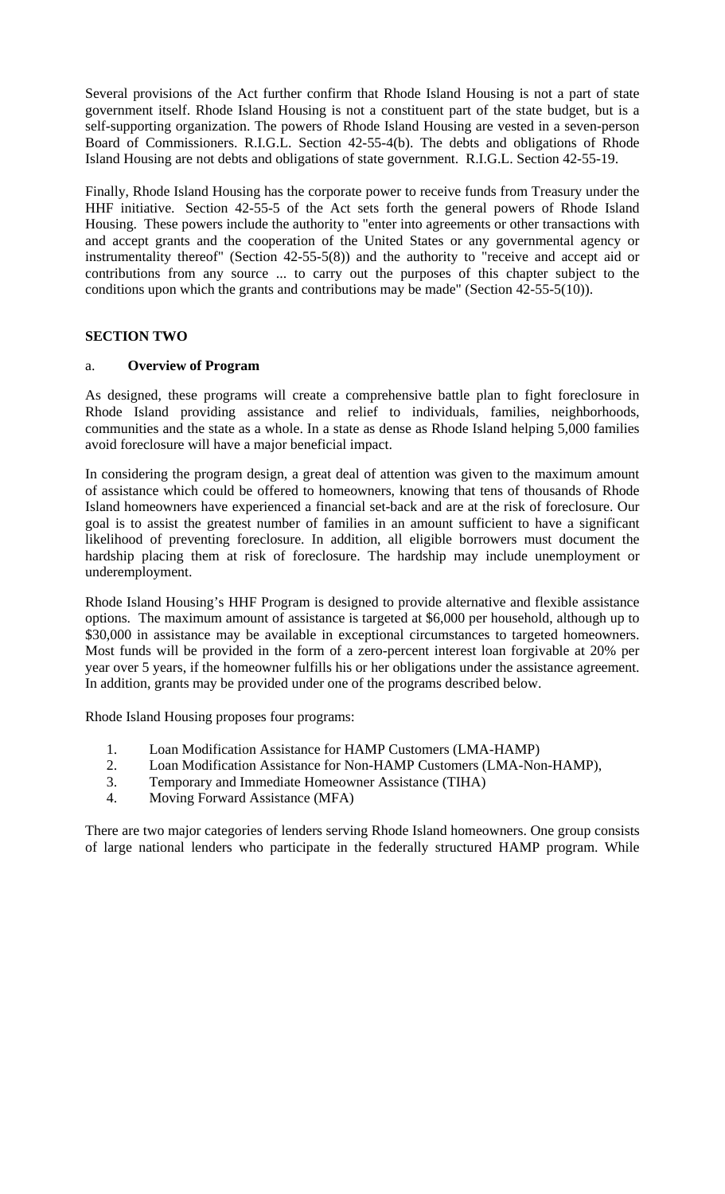Several provisions of the Act further confirm that Rhode Island Housing is not a part of state government itself. Rhode Island Housing is not a constituent part of the state budget, but is a self-supporting organization. The powers of Rhode Island Housing are vested in a seven-person Board of Commissioners. R.I.G.L. Section 42-55-4(b). The debts and obligations of Rhode Island Housing are not debts and obligations of state government. R.I.G.L. Section 42-55-19.

Finally, Rhode Island Housing has the corporate power to receive funds from Treasury under the HHF initiative. Section 42-55-5 of the Act sets forth the general powers of Rhode Island Housing. These powers include the authority to "enter into agreements or other transactions with and accept grants and the cooperation of the United States or any governmental agency or instrumentality thereof" (Section 42-55-5(8)) and the authority to "receive and accept aid or contributions from any source ... to carry out the purposes of this chapter subject to the conditions upon which the grants and contributions may be made" (Section 42-55-5(10)).

## SECTION TWO

### a. **Overview of Program**

As designed, these programs will create a comprehensive battle plan to fight foreclosure in Rhode Island providing assistance and relief to individuals, families, neighborhoods, communities and the state as a whole. In a state as dense as Rhode Island helping 5,000 families avoid foreclosure will have a major beneficial impact.

In considering the program design, a great deal of attention was given to the maximum amount of assistance which could be offered to homeowners, knowing that tens of thousands of Rhode Island homeowners have experienced a financial set-back and are at the risk of foreclosure. Our goal is to assist the greatest number of families in an amount sufficient to have a significant likelihood of preventing foreclosure. In addition, all eligible borrowers must document the hardship placing them at risk of foreclosure. The hardship may include unemployment or underemployment.

Rhode Island Housing's HHF Program is designed to provide alternative and flexible assistance options. The maximum amount of assistance is targeted at $6,000 per household, although up to $30,000 in assistance may be available in exceptional circumstances to targeted homeowners. Most funds will be provided in the form of a zero-percent interest loan forgivable at 20% per year over 5 years, if the homeowner fulfills his or her obligations under the assistance agreement. In addition, grants may be provided under one of the programs described below.

Rhode Island Housing proposes four programs:

1. Loan Modification Assistance for HAMP Customers (LMA-HAMP)
2. Loan Modification Assistance for Non-HAMP Customers (LMA-Non-HAMP),
3. Temporary and Immediate Homeowner Assistance (TIHA)
4. Moving Forward Assistance (MFA)

There are two major categories of lenders serving Rhode Island homeowners. One group consists of large national lenders who participate in the federally structured HAMP program. While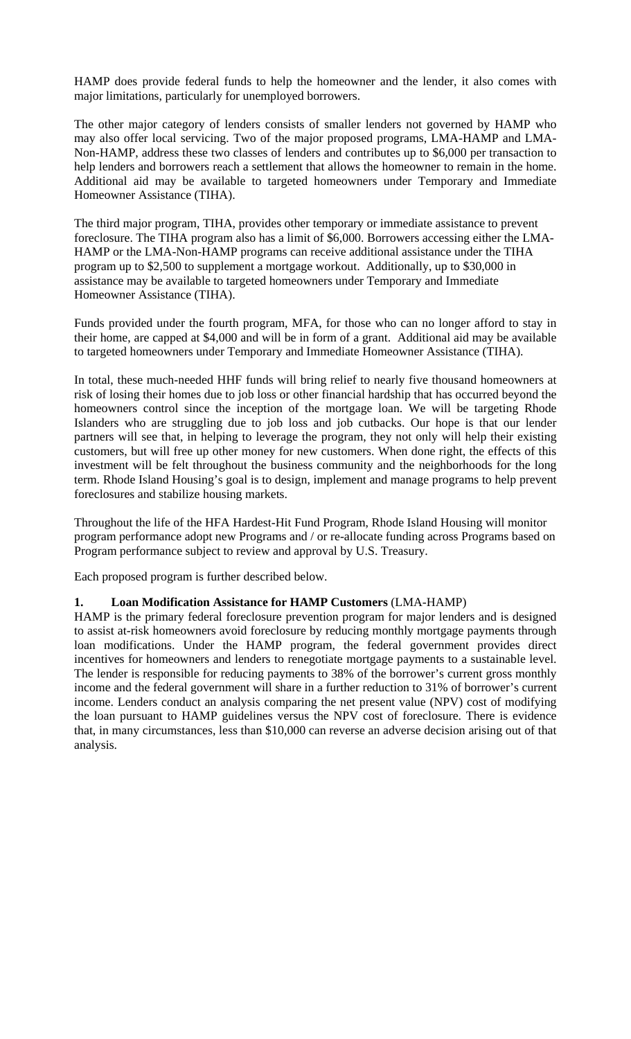HAMP does provide federal funds to help the homeowner and the lender, it also comes with major limitations, particularly for unemployed borrowers.

The other major category of lenders consists of smaller lenders not governed by HAMP who may also offer local servicing. Two of the major proposed programs, LMA-HAMP and LMA-Non-HAMP, address these two classes of lenders and contributes up to $6,000 per transaction to help lenders and borrowers reach a settlement that allows the homeowner to remain in the home. Additional aid may be available to targeted homeowners under Temporary and Immediate Homeowner Assistance (TIHA).

The third major program, TIHA, provides other temporary or immediate assistance to prevent foreclosure. The TIHA program also has a limit of $6,000. Borrowers accessing either the LMA-HAMP or the LMA-Non-HAMP programs can receive additional assistance under the TIHA program up to $2,500 to supplement a mortgage workout. Additionally, up to $30,000 in assistance may be available to targeted homeowners under Temporary and Immediate Homeowner Assistance (TIHA).

Funds provided under the fourth program, MFA, for those who can no longer afford to stay in their home, are capped at $4,000 and will be in form of a grant. Additional aid may be available to targeted homeowners under Temporary and Immediate Homeowner Assistance (TIHA).

In total, these much-needed HHF funds will bring relief to nearly five thousand homeowners at risk of losing their homes due to job loss or other financial hardship that has occurred beyond the homeowners control since the inception of the mortgage loan. We will be targeting Rhode Islanders who are struggling due to job loss and job cutbacks. Our hope is that our lender partners will see that, in helping to leverage the program, they not only will help their existing customers, but will free up other money for new customers. When done right, the effects of this investment will be felt throughout the business community and the neighborhoods for the long term. Rhode Island Housing's goal is to design, implement and manage programs to help prevent foreclosures and stabilize housing markets.

Throughout the life of the HFA Hardest-Hit Fund Program, Rhode Island Housing will monitor program performance adopt new Programs and / or re-allocate funding across Programs based on Program performance subject to review and approval by U.S. Treasury.

Each proposed program is further described below.

**1. Loan Modification Assistance for HAMP Customers** (LMA-HAMP)

HAMP is the primary federal foreclosure prevention program for major lenders and is designed to assist at-risk homeowners avoid foreclosure by reducing monthly mortgage payments through loan modifications. Under the HAMP program, the federal government provides direct incentives for homeowners and lenders to renegotiate mortgage payments to a sustainable level. The lender is responsible for reducing payments to 38% of the borrower's current gross monthly income and the federal government will share in a further reduction to 31% of borrower's current income. Lenders conduct an analysis comparing the net present value (NPV) cost of modifying the loan pursuant to HAMP guidelines versus the NPV cost of foreclosure. There is evidence that, in many circumstances, less than $10,000 can reverse an adverse decision arising out of that analysis.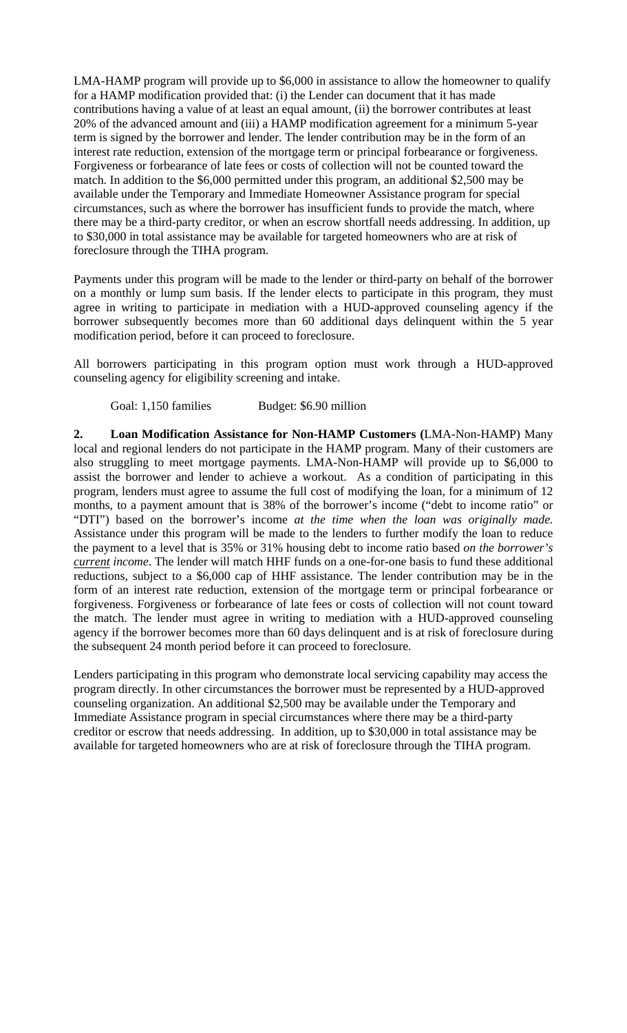LMA-HAMP program will provide up to $6,000 in assistance to allow the homeowner to qualify for a HAMP modification provided that: (i) the Lender can document that it has made contributions having a value of at least an equal amount, (ii) the borrower contributes at least 20% of the advanced amount and (iii) a HAMP modification agreement for a minimum 5-year term is signed by the borrower and lender. The lender contribution may be in the form of an interest rate reduction, extension of the mortgage term or principal forbearance or forgiveness. Forgiveness or forbearance of late fees or costs of collection will not be counted toward the match. In addition to the $6,000 permitted under this program, an additional $2,500 may be available under the Temporary and Immediate Homeowner Assistance program for special circumstances, such as where the borrower has insufficient funds to provide the match, where there may be a third-party creditor, or when an escrow shortfall needs addressing. In addition, up to $30,000 in total assistance may be available for targeted homeowners who are at risk of foreclosure through the TIHA program.

Payments under this program will be made to the lender or third-party on behalf of the borrower on a monthly or lump sum basis. If the lender elects to participate in this program, they must agree in writing to participate in mediation with a HUD-approved counseling agency if the borrower subsequently becomes more than 60 additional days delinquent within the 5 year modification period, before it can proceed to foreclosure.

All borrowers participating in this program option must work through a HUD-approved counseling agency for eligibility screening and intake.

Goal: 1,150 families Budget: $6.90 million

**2. Loan Modification Assistance for Non-HAMP Customers (**LMA-Non-HAMP) Many local and regional lenders do not participate in the HAMP program. Many of their customers are also struggling to meet mortgage payments. LMA-Non-HAMP will provide up to $6,000 to assist the borrower and lender to achieve a workout. As a condition of participating in this program, lenders must agree to assume the full cost of modifying the loan, for a minimum of 12 months, to a payment amount that is 38% of the borrower's income ("debt to income ratio" or "DTI") based on the borrower's income *at the time when the loan was originally made*. Assistance under this program will be made to the lenders to further modify the loan to reduce the payment to a level that is 35% or 31% housing debt to income ratio based *on the borrower's* ***current*** *income*. The lender will match HHF funds on a one-for-one basis to fund these additional reductions, subject to a $6,000 cap of HHF assistance. The lender contribution may be in the form of an interest rate reduction, extension of the mortgage term or principal forbearance or forgiveness. Forgiveness or forbearance of late fees or costs of collection will not count toward the match. The lender must agree in writing to mediation with a HUD-approved counseling agency if the borrower becomes more than 60 days delinquent and is at risk of foreclosure during the subsequent 24 month period before it can proceed to foreclosure.

Lenders participating in this program who demonstrate local servicing capability may access the program directly. In other circumstances the borrower must be represented by a HUD-approved counseling organization. An additional $2,500 may be available under the Temporary and Immediate Assistance program in special circumstances where there may be a third-party creditor or escrow that needs addressing. In addition, up to $30,000 in total assistance may be available for targeted homeowners who are at risk of foreclosure through the TIHA program.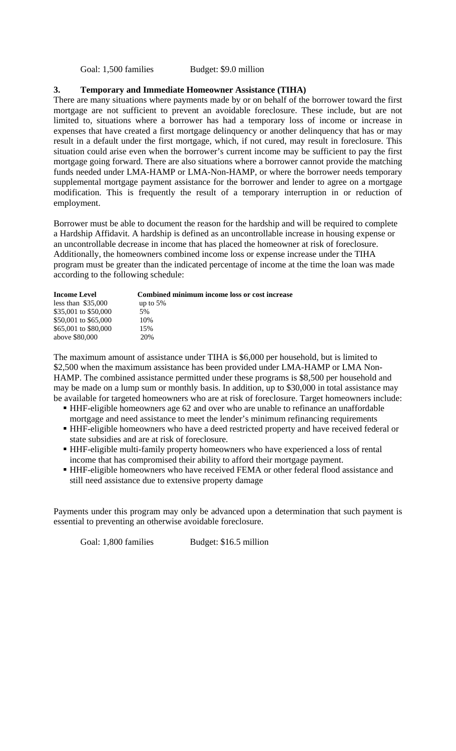Goal: 1,500 families Budget: $9.0 million

### 3. Temporary and Immediate Homeowner Assistance (TIHA)

There are many situations where payments made by or on behalf of the borrower toward the first mortgage are not sufficient to prevent an avoidable foreclosure. These include, but are not limited to, situations where a borrower has had a temporary loss of income or increase in expenses that have created a first mortgage delinquency or another delinquency that has or may result in a default under the first mortgage, which, if not cured, may result in foreclosure. This situation could arise even when the borrower's current income may be sufficient to pay the first mortgage going forward. There are also situations where a borrower cannot provide the matching funds needed under LMA-HAMP or LMA-Non-HAMP, or where the borrower needs temporary supplemental mortgage payment assistance for the borrower and lender to agree on a mortgage modification. This is frequently the result of a temporary interruption in or reduction of employment.

Borrower must be able to document the reason for the hardship and will be required to complete a Hardship Affidavit. A hardship is defined as an uncontrollable increase in housing expense or an uncontrollable decrease in income that has placed the homeowner at risk of foreclosure. Additionally, the homeowners combined income loss or expense increase under the TIHA program must be greater than the indicated percentage of income at the time the loan was made according to the following schedule:

| Income Level | Combined minimum income loss or cost increase |
|---|---|
| less than $35,000 | up to 5% |
| $35,001 to $50,000 | 5% |
| $50,001 to $65,000 | 10% |
| $65,001 to $80,000 | 15% |
| above $80,000 | 20% |

The maximum amount of assistance under TIHA is $6,000 per household, but is limited to $2,500 when the maximum assistance has been provided under LMA-HAMP or LMA Non-HAMP. The combined assistance permitted under these programs is $8,500 per household and may be made on a lump sum or monthly basis. In addition, up to $30,000 in total assistance may be available for targeted homeowners who are at risk of foreclosure. Target homeowners include:

- HHF-eligible homeowners age 62 and over who are unable to refinance an unaffordable mortgage and need assistance to meet the lender's minimum refinancing requirements
- HHF-eligible homeowners who have a deed restricted property and have received federal or state subsidies and are at risk of foreclosure.
- HHF-eligible multi-family property homeowners who have experienced a loss of rental income that has compromised their ability to afford their mortgage payment.
- HHF-eligible homeowners who have received FEMA or other federal flood assistance and still need assistance due to extensive property damage

Payments under this program may only be advanced upon a determination that such payment is essential to preventing an otherwise avoidable foreclosure.

Goal: 1,800 families Budget: $16.5 million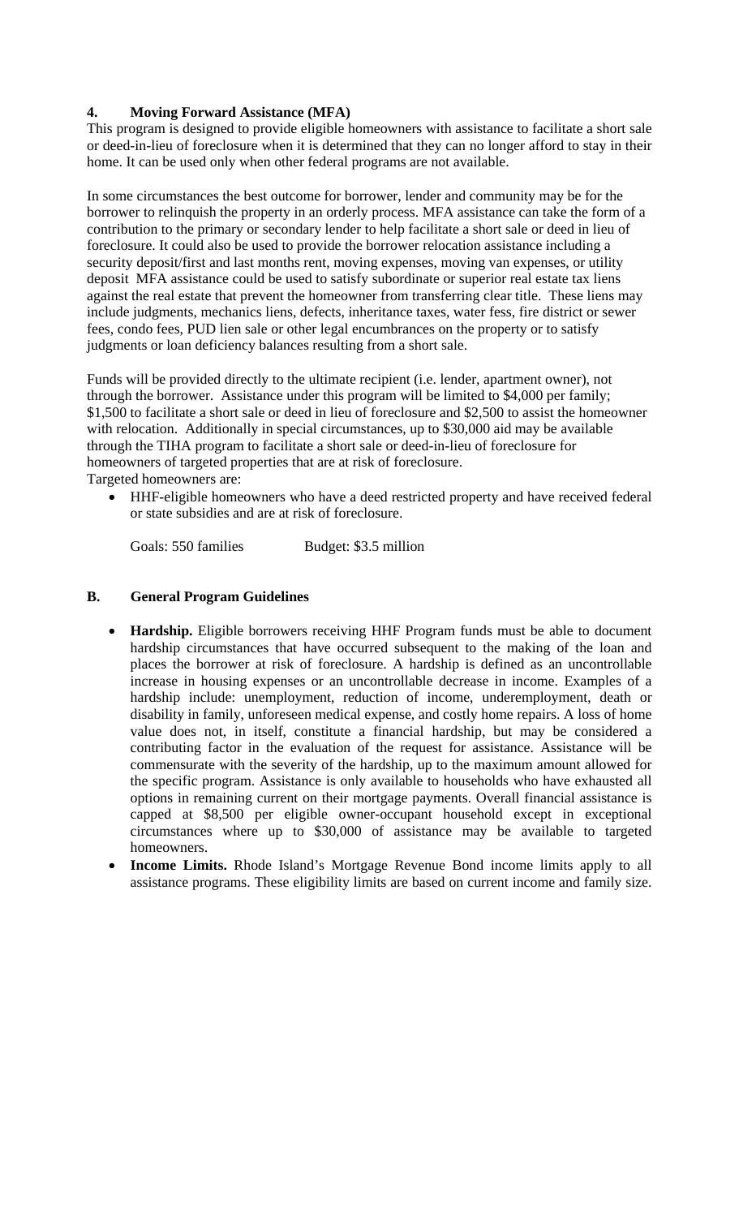## 4. Moving Forward Assistance (MFA)

This program is designed to provide eligible homeowners with assistance to facilitate a short sale or deed-in-lieu of foreclosure when it is determined that they can no longer afford to stay in their home. It can be used only when other federal programs are not available.

In some circumstances the best outcome for borrower, lender and community may be for the borrower to relinquish the property in an orderly process. MFA assistance can take the form of a contribution to the primary or secondary lender to help facilitate a short sale or deed in lieu of foreclosure. It could also be used to provide the borrower relocation assistance including a security deposit/first and last months rent, moving expenses, moving van expenses, or utility deposit MFA assistance could be used to satisfy subordinate or superior real estate tax liens against the real estate that prevent the homeowner from transferring clear title. These liens may include judgments, mechanics liens, defects, inheritance taxes, water fess, fire district or sewer fees, condo fees, PUD lien sale or other legal encumbrances on the property or to satisfy judgments or loan deficiency balances resulting from a short sale.

Funds will be provided directly to the ultimate recipient (i.e. lender, apartment owner), not through the borrower. Assistance under this program will be limited to $4,000 per family; $1,500 to facilitate a short sale or deed in lieu of foreclosure and $2,500 to assist the homeowner with relocation. Additionally in special circumstances, up to $30,000 aid may be available through the TIHA program to facilitate a short sale or deed-in-lieu of foreclosure for homeowners of targeted properties that are at risk of foreclosure.

Targeted homeowners are:

- HHF-eligible homeowners who have a deed restricted property and have received federal or state subsidies and are at risk of foreclosure.

Goals: 550 families Budget: $3.5 million

## B. General Program Guidelines

- **Hardship.** Eligible borrowers receiving HHF Program funds must be able to document hardship circumstances that have occurred subsequent to the making of the loan and places the borrower at risk of foreclosure. A hardship is defined as an uncontrollable increase in housing expenses or an uncontrollable decrease in income. Examples of a hardship include: unemployment, reduction of income, underemployment, death or disability in family, unforeseen medical expense, and costly home repairs. A loss of home value does not, in itself, constitute a financial hardship, but may be considered a contributing factor in the evaluation of the request for assistance. Assistance will be commensurate with the severity of the hardship, up to the maximum amount allowed for the specific program. Assistance is only available to households who have exhausted all options in remaining current on their mortgage payments. Overall financial assistance is capped at $8,500 per eligible owner-occupant household except in exceptional circumstances where up to $30,000 of assistance may be available to targeted homeowners.
- **Income Limits.** Rhode Island's Mortgage Revenue Bond income limits apply to all assistance programs. These eligibility limits are based on current income and family size.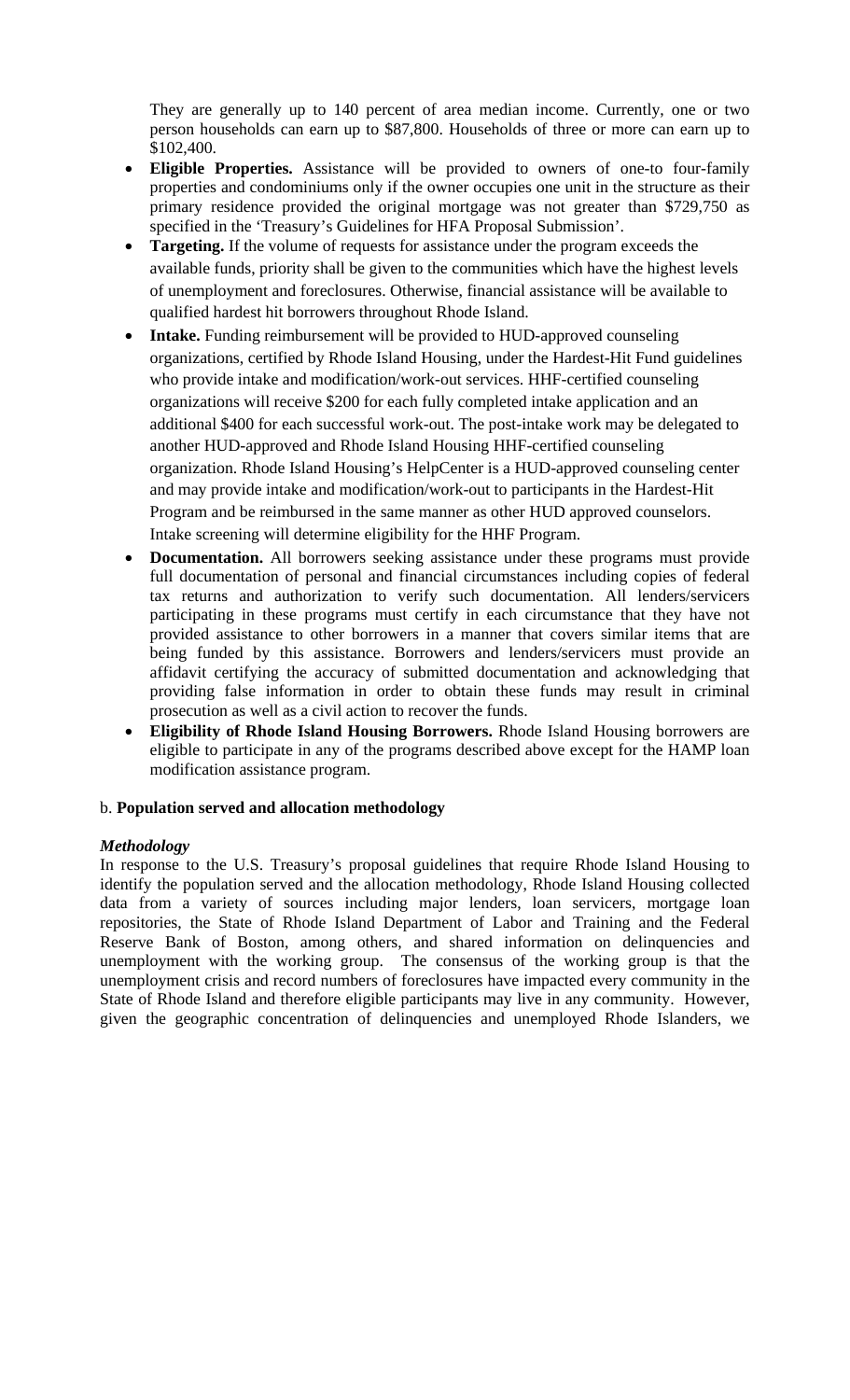They are generally up to 140 percent of area median income. Currently, one or two person households can earn up to $87,800. Households of three or more can earn up to $102,400.

- **Eligible Properties.** Assistance will be provided to owners of one-to four-family properties and condominiums only if the owner occupies one unit in the structure as their primary residence provided the original mortgage was not greater than $729,750 as specified in the 'Treasury's Guidelines for HFA Proposal Submission'.
- **Targeting.** If the volume of requests for assistance under the program exceeds the available funds, priority shall be given to the communities which have the highest levels of unemployment and foreclosures. Otherwise, financial assistance will be available to qualified hardest hit borrowers throughout Rhode Island.
- **Intake.** Funding reimbursement will be provided to HUD-approved counseling organizations, certified by Rhode Island Housing, under the Hardest-Hit Fund guidelines who provide intake and modification/work-out services. HHF-certified counseling organizations will receive $200 for each fully completed intake application and an additional $400 for each successful work-out. The post-intake work may be delegated to another HUD-approved and Rhode Island Housing HHF-certified counseling organization. Rhode Island Housing's HelpCenter is a HUD-approved counseling center and may provide intake and modification/work-out to participants in the Hardest-Hit Program and be reimbursed in the same manner as other HUD approved counselors. Intake screening will determine eligibility for the HHF Program.
- **Documentation.** All borrowers seeking assistance under these programs must provide full documentation of personal and financial circumstances including copies of federal tax returns and authorization to verify such documentation. All lenders/servicers participating in these programs must certify in each circumstance that they have not provided assistance to other borrowers in a manner that covers similar items that are being funded by this assistance. Borrowers and lenders/servicers must provide an affidavit certifying the accuracy of submitted documentation and acknowledging that providing false information in order to obtain these funds may result in criminal prosecution as well as a civil action to recover the funds.
- **Eligibility of Rhode Island Housing Borrowers.** Rhode Island Housing borrowers are eligible to participate in any of the programs described above except for the HAMP loan modification assistance program.

b. **Population served and allocation methodology**

***Methodology***

In response to the U.S. Treasury's proposal guidelines that require Rhode Island Housing to identify the population served and the allocation methodology, Rhode Island Housing collected data from a variety of sources including major lenders, loan servicers, mortgage loan repositories, the State of Rhode Island Department of Labor and Training and the Federal Reserve Bank of Boston, among others, and shared information on delinquencies and unemployment with the working group. The consensus of the working group is that the unemployment crisis and record numbers of foreclosures have impacted every community in the State of Rhode Island and therefore eligible participants may live in any community. However, given the geographic concentration of delinquencies and unemployed Rhode Islanders, we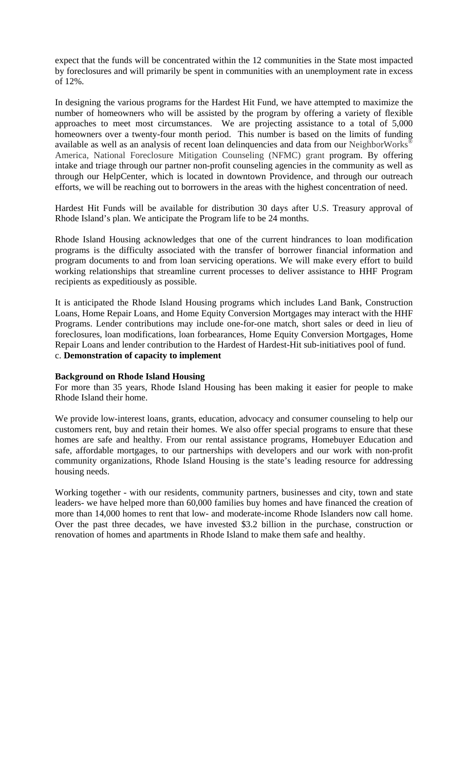expect that the funds will be concentrated within the 12 communities in the State most impacted by foreclosures and will primarily be spent in communities with an unemployment rate in excess of 12%.

In designing the various programs for the Hardest Hit Fund, we have attempted to maximize the number of homeowners who will be assisted by the program by offering a variety of flexible approaches to meet most circumstances. We are projecting assistance to a total of 5,000 homeowners over a twenty-four month period. This number is based on the limits of funding available as well as an analysis of recent loan delinquencies and data from our NeighborWorks® America, National Foreclosure Mitigation Counseling (NFMC) grant program. By offering intake and triage through our partner non-profit counseling agencies in the community as well as through our HelpCenter, which is located in downtown Providence, and through our outreach efforts, we will be reaching out to borrowers in the areas with the highest concentration of need.

Hardest Hit Funds will be available for distribution 30 days after U.S. Treasury approval of Rhode Island's plan. We anticipate the Program life to be 24 months.

Rhode Island Housing acknowledges that one of the current hindrances to loan modification programs is the difficulty associated with the transfer of borrower financial information and program documents to and from loan servicing operations. We will make every effort to build working relationships that streamline current processes to deliver assistance to HHF Program recipients as expeditiously as possible.

It is anticipated the Rhode Island Housing programs which includes Land Bank, Construction Loans, Home Repair Loans, and Home Equity Conversion Mortgages may interact with the HHF Programs. Lender contributions may include one-for-one match, short sales or deed in lieu of foreclosures, loan modifications, loan forbearances, Home Equity Conversion Mortgages, Home Repair Loans and lender contribution to the Hardest of Hardest-Hit sub-initiatives pool of fund.

c. **Demonstration of capacity to implement**

**Background on Rhode Island Housing**

For more than 35 years, Rhode Island Housing has been making it easier for people to make Rhode Island their home.

We provide low-interest loans, grants, education, advocacy and consumer counseling to help our customers rent, buy and retain their homes. We also offer special programs to ensure that these homes are safe and healthy. From our rental assistance programs, Homebuyer Education and safe, affordable mortgages, to our partnerships with developers and our work with non-profit community organizations, Rhode Island Housing is the state's leading resource for addressing housing needs.

Working together - with our residents, community partners, businesses and city, town and state leaders- we have helped more than 60,000 families buy homes and have financed the creation of more than 14,000 homes to rent that low- and moderate-income Rhode Islanders now call home. Over the past three decades, we have invested $3.2 billion in the purchase, construction or renovation of homes and apartments in Rhode Island to make them safe and healthy.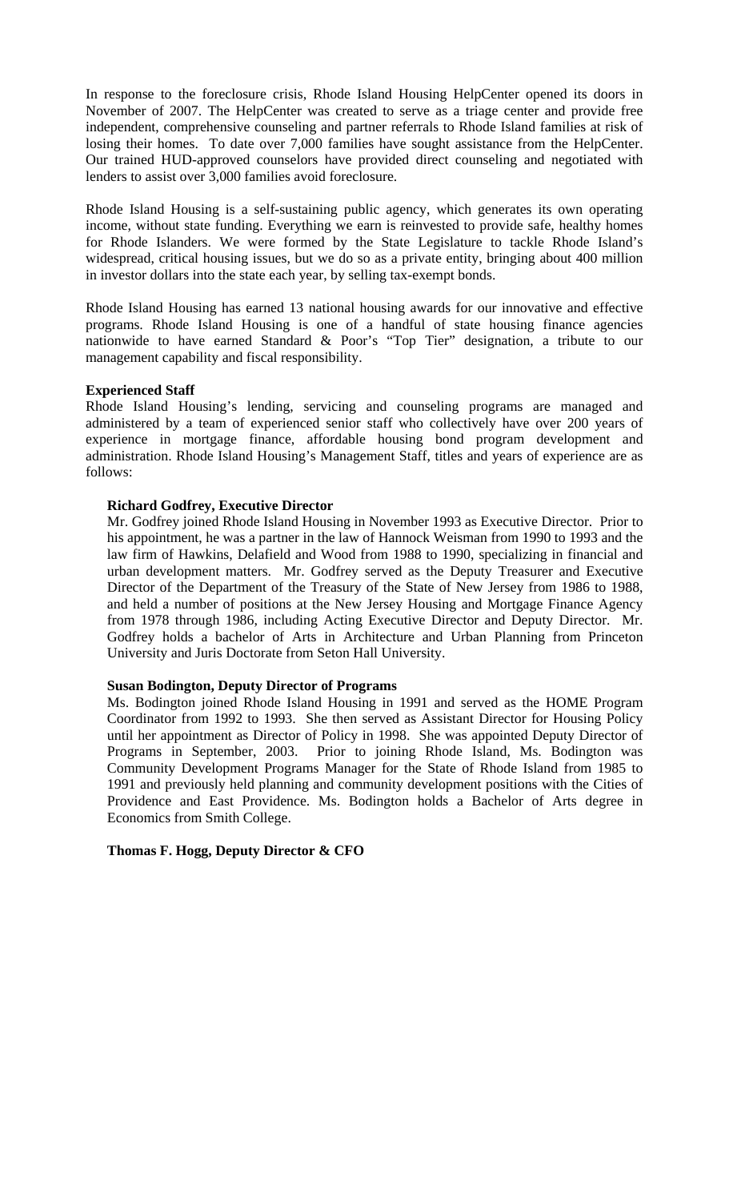In response to the foreclosure crisis, Rhode Island Housing HelpCenter opened its doors in November of 2007. The HelpCenter was created to serve as a triage center and provide free independent, comprehensive counseling and partner referrals to Rhode Island families at risk of losing their homes. To date over 7,000 families have sought assistance from the HelpCenter. Our trained HUD-approved counselors have provided direct counseling and negotiated with lenders to assist over 3,000 families avoid foreclosure.

Rhode Island Housing is a self-sustaining public agency, which generates its own operating income, without state funding. Everything we earn is reinvested to provide safe, healthy homes for Rhode Islanders. We were formed by the State Legislature to tackle Rhode Island's widespread, critical housing issues, but we do so as a private entity, bringing about 400 million in investor dollars into the state each year, by selling tax-exempt bonds.

Rhode Island Housing has earned 13 national housing awards for our innovative and effective programs. Rhode Island Housing is one of a handful of state housing finance agencies nationwide to have earned Standard & Poor's "Top Tier" designation, a tribute to our management capability and fiscal responsibility.

**Experienced Staff**

Rhode Island Housing's lending, servicing and counseling programs are managed and administered by a team of experienced senior staff who collectively have over 200 years of experience in mortgage finance, affordable housing bond program development and administration. Rhode Island Housing's Management Staff, titles and years of experience are as follows:

**Richard Godfrey, Executive Director**

Mr. Godfrey joined Rhode Island Housing in November 1993 as Executive Director. Prior to his appointment, he was a partner in the law of Hannock Weisman from 1990 to 1993 and the law firm of Hawkins, Delafield and Wood from 1988 to 1990, specializing in financial and urban development matters. Mr. Godfrey served as the Deputy Treasurer and Executive Director of the Department of the Treasury of the State of New Jersey from 1986 to 1988, and held a number of positions at the New Jersey Housing and Mortgage Finance Agency from 1978 through 1986, including Acting Executive Director and Deputy Director. Mr. Godfrey holds a bachelor of Arts in Architecture and Urban Planning from Princeton University and Juris Doctorate from Seton Hall University.

**Susan Bodington, Deputy Director of Programs**

Ms. Bodington joined Rhode Island Housing in 1991 and served as the HOME Program Coordinator from 1992 to 1993. She then served as Assistant Director for Housing Policy until her appointment as Director of Policy in 1998. She was appointed Deputy Director of Programs in September, 2003. Prior to joining Rhode Island, Ms. Bodington was Community Development Programs Manager for the State of Rhode Island from 1985 to 1991 and previously held planning and community development positions with the Cities of Providence and East Providence. Ms. Bodington holds a Bachelor of Arts degree in Economics from Smith College.

**Thomas F. Hogg, Deputy Director & CFO**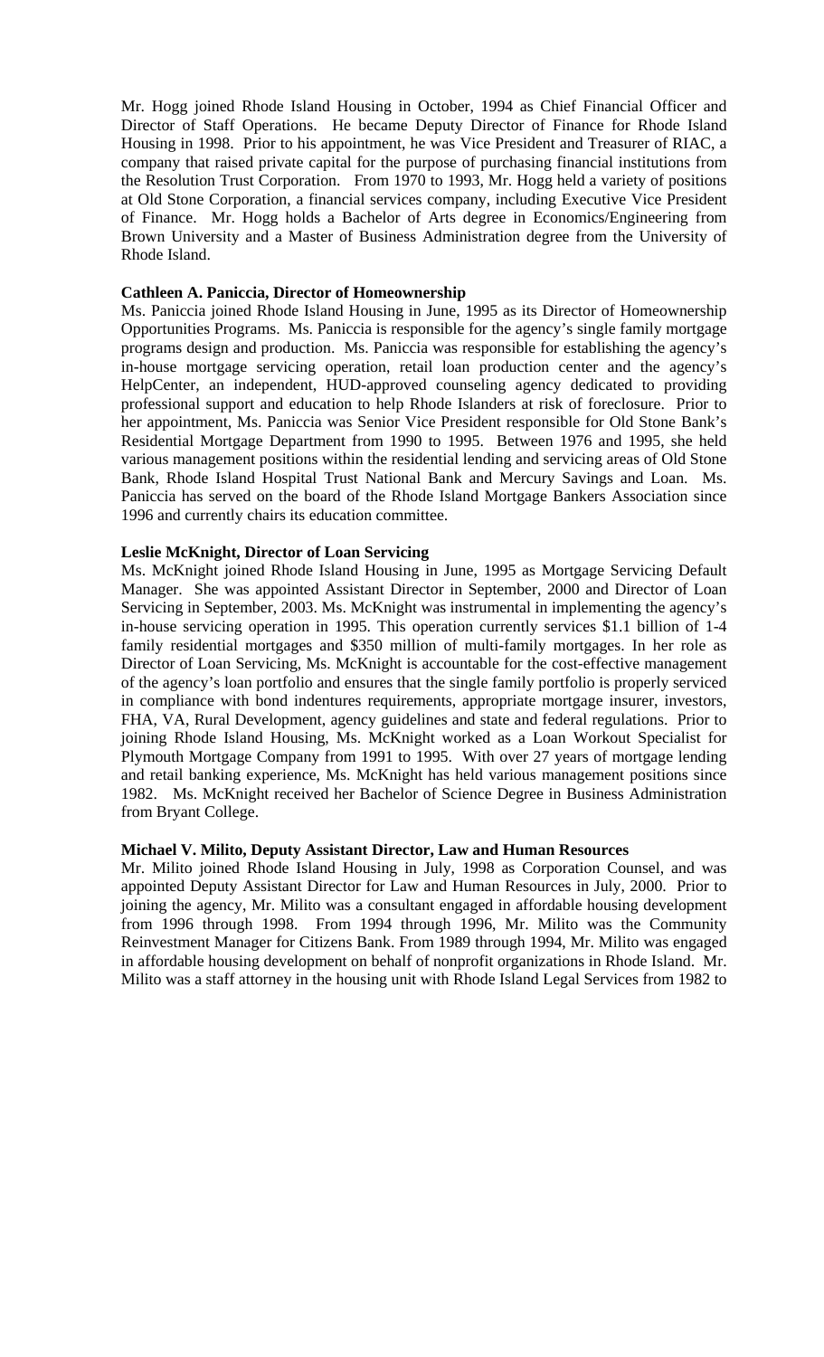Mr. Hogg joined Rhode Island Housing in October, 1994 as Chief Financial Officer and Director of Staff Operations. He became Deputy Director of Finance for Rhode Island Housing in 1998. Prior to his appointment, he was Vice President and Treasurer of RIAC, a company that raised private capital for the purpose of purchasing financial institutions from the Resolution Trust Corporation. From 1970 to 1993, Mr. Hogg held a variety of positions at Old Stone Corporation, a financial services company, including Executive Vice President of Finance. Mr. Hogg holds a Bachelor of Arts degree in Economics/Engineering from Brown University and a Master of Business Administration degree from the University of Rhode Island.

**Cathleen A. Paniccia, Director of Homeownership**

Ms. Paniccia joined Rhode Island Housing in June, 1995 as its Director of Homeownership Opportunities Programs. Ms. Paniccia is responsible for the agency's single family mortgage programs design and production. Ms. Paniccia was responsible for establishing the agency's in-house mortgage servicing operation, retail loan production center and the agency's HelpCenter, an independent, HUD-approved counseling agency dedicated to providing professional support and education to help Rhode Islanders at risk of foreclosure. Prior to her appointment, Ms. Paniccia was Senior Vice President responsible for Old Stone Bank's Residential Mortgage Department from 1990 to 1995. Between 1976 and 1995, she held various management positions within the residential lending and servicing areas of Old Stone Bank, Rhode Island Hospital Trust National Bank and Mercury Savings and Loan. Ms. Paniccia has served on the board of the Rhode Island Mortgage Bankers Association since 1996 and currently chairs its education committee.

**Leslie McKnight, Director of Loan Servicing**

Ms. McKnight joined Rhode Island Housing in June, 1995 as Mortgage Servicing Default Manager. She was appointed Assistant Director in September, 2000 and Director of Loan Servicing in September, 2003. Ms. McKnight was instrumental in implementing the agency's in-house servicing operation in 1995. This operation currently services $1.1 billion of 1-4 family residential mortgages and $350 million of multi-family mortgages. In her role as Director of Loan Servicing, Ms. McKnight is accountable for the cost-effective management of the agency's loan portfolio and ensures that the single family portfolio is properly serviced in compliance with bond indentures requirements, appropriate mortgage insurer, investors, FHA, VA, Rural Development, agency guidelines and state and federal regulations. Prior to joining Rhode Island Housing, Ms. McKnight worked as a Loan Workout Specialist for Plymouth Mortgage Company from 1991 to 1995. With over 27 years of mortgage lending and retail banking experience, Ms. McKnight has held various management positions since 1982. Ms. McKnight received her Bachelor of Science Degree in Business Administration from Bryant College.

**Michael V. Milito, Deputy Assistant Director, Law and Human Resources**

Mr. Milito joined Rhode Island Housing in July, 1998 as Corporation Counsel, and was appointed Deputy Assistant Director for Law and Human Resources in July, 2000. Prior to joining the agency, Mr. Milito was a consultant engaged in affordable housing development from 1996 through 1998. From 1994 through 1996, Mr. Milito was the Community Reinvestment Manager for Citizens Bank. From 1989 through 1994, Mr. Milito was engaged in affordable housing development on behalf of nonprofit organizations in Rhode Island. Mr. Milito was a staff attorney in the housing unit with Rhode Island Legal Services from 1982 to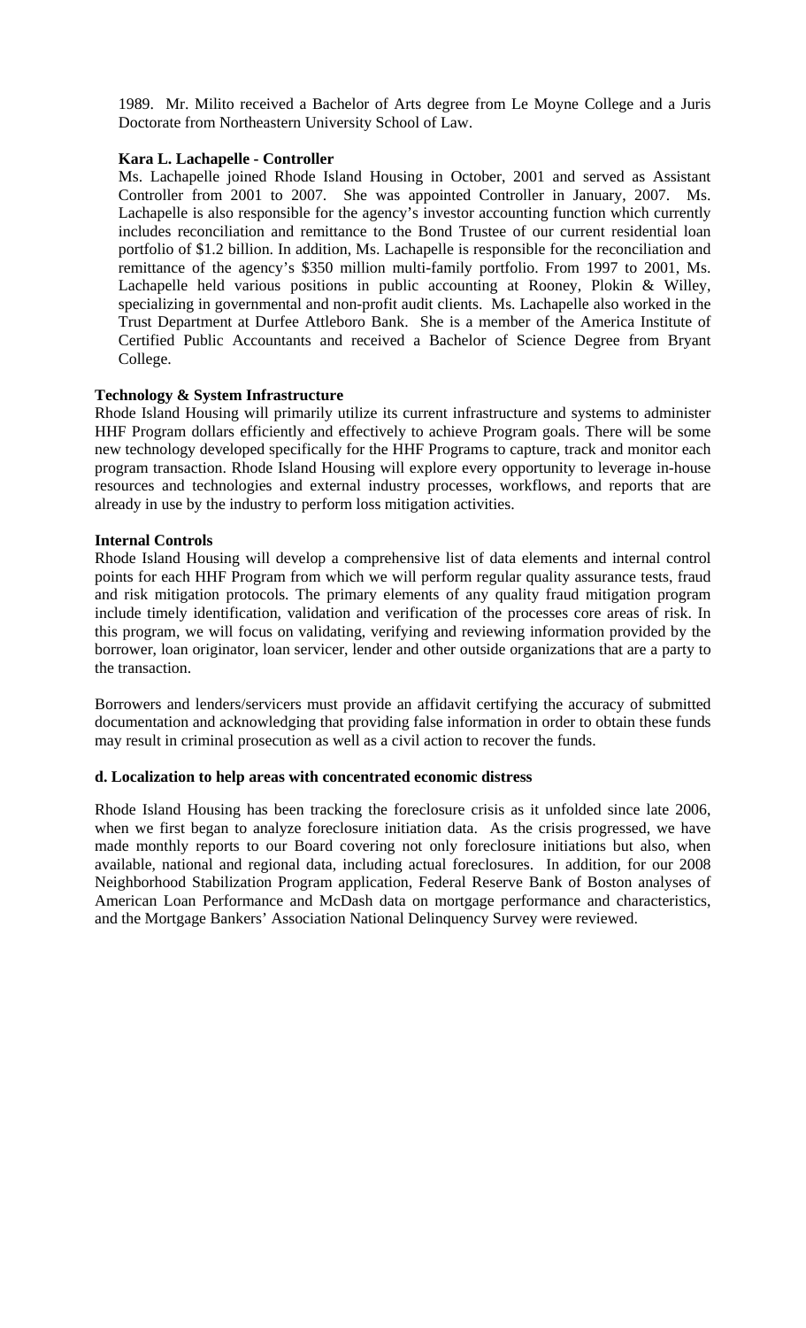1989. Mr. Milito received a Bachelor of Arts degree from Le Moyne College and a Juris Doctorate from Northeastern University School of Law.

**Kara L. Lachapelle - Controller**

Ms. Lachapelle joined Rhode Island Housing in October, 2001 and served as Assistant Controller from 2001 to 2007. She was appointed Controller in January, 2007. Ms. Lachapelle is also responsible for the agency's investor accounting function which currently includes reconciliation and remittance to the Bond Trustee of our current residential loan portfolio of $1.2 billion. In addition, Ms. Lachapelle is responsible for the reconciliation and remittance of the agency's $350 million multi-family portfolio. From 1997 to 2001, Ms. Lachapelle held various positions in public accounting at Rooney, Plokin & Willey, specializing in governmental and non-profit audit clients. Ms. Lachapelle also worked in the Trust Department at Durfee Attleboro Bank. She is a member of the America Institute of Certified Public Accountants and received a Bachelor of Science Degree from Bryant College.

**Technology & System Infrastructure**

Rhode Island Housing will primarily utilize its current infrastructure and systems to administer HHF Program dollars efficiently and effectively to achieve Program goals. There will be some new technology developed specifically for the HHF Programs to capture, track and monitor each program transaction. Rhode Island Housing will explore every opportunity to leverage in-house resources and technologies and external industry processes, workflows, and reports that are already in use by the industry to perform loss mitigation activities.

**Internal Controls**

Rhode Island Housing will develop a comprehensive list of data elements and internal control points for each HHF Program from which we will perform regular quality assurance tests, fraud and risk mitigation protocols. The primary elements of any quality fraud mitigation program include timely identification, validation and verification of the processes core areas of risk. In this program, we will focus on validating, verifying and reviewing information provided by the borrower, loan originator, loan servicer, lender and other outside organizations that are a party to the transaction.

Borrowers and lenders/servicers must provide an affidavit certifying the accuracy of submitted documentation and acknowledging that providing false information in order to obtain these funds may result in criminal prosecution as well as a civil action to recover the funds.

**d. Localization to help areas with concentrated economic distress**

Rhode Island Housing has been tracking the foreclosure crisis as it unfolded since late 2006, when we first began to analyze foreclosure initiation data. As the crisis progressed, we have made monthly reports to our Board covering not only foreclosure initiations but also, when available, national and regional data, including actual foreclosures. In addition, for our 2008 Neighborhood Stabilization Program application, Federal Reserve Bank of Boston analyses of American Loan Performance and McDash data on mortgage performance and characteristics, and the Mortgage Bankers' Association National Delinquency Survey were reviewed.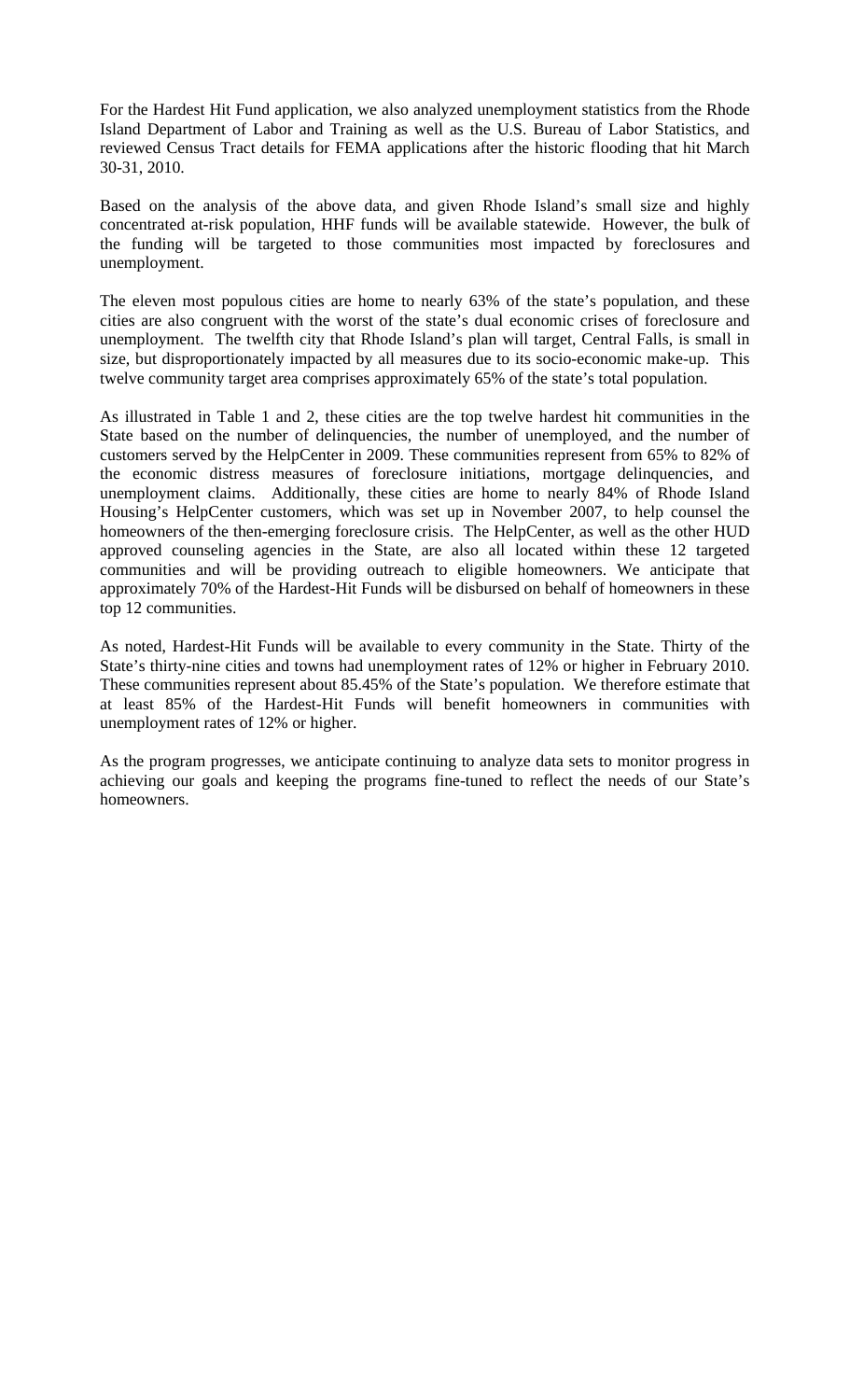For the Hardest Hit Fund application, we also analyzed unemployment statistics from the Rhode Island Department of Labor and Training as well as the U.S. Bureau of Labor Statistics, and reviewed Census Tract details for FEMA applications after the historic flooding that hit March 30-31, 2010.

Based on the analysis of the above data, and given Rhode Island's small size and highly concentrated at-risk population, HHF funds will be available statewide. However, the bulk of the funding will be targeted to those communities most impacted by foreclosures and unemployment.

The eleven most populous cities are home to nearly 63% of the state's population, and these cities are also congruent with the worst of the state's dual economic crises of foreclosure and unemployment. The twelfth city that Rhode Island's plan will target, Central Falls, is small in size, but disproportionately impacted by all measures due to its socio-economic make-up. This twelve community target area comprises approximately 65% of the state's total population.

As illustrated in Table 1 and 2, these cities are the top twelve hardest hit communities in the State based on the number of delinquencies, the number of unemployed, and the number of customers served by the HelpCenter in 2009. These communities represent from 65% to 82% of the economic distress measures of foreclosure initiations, mortgage delinquencies, and unemployment claims. Additionally, these cities are home to nearly 84% of Rhode Island Housing's HelpCenter customers, which was set up in November 2007, to help counsel the homeowners of the then-emerging foreclosure crisis. The HelpCenter, as well as the other HUD approved counseling agencies in the State, are also all located within these 12 targeted communities and will be providing outreach to eligible homeowners. We anticipate that approximately 70% of the Hardest-Hit Funds will be disbursed on behalf of homeowners in these top 12 communities.

As noted, Hardest-Hit Funds will be available to every community in the State. Thirty of the State's thirty-nine cities and towns had unemployment rates of 12% or higher in February 2010. These communities represent about 85.45% of the State's population. We therefore estimate that at least 85% of the Hardest-Hit Funds will benefit homeowners in communities with unemployment rates of 12% or higher.

As the program progresses, we anticipate continuing to analyze data sets to monitor progress in achieving our goals and keeping the programs fine-tuned to reflect the needs of our State's homeowners.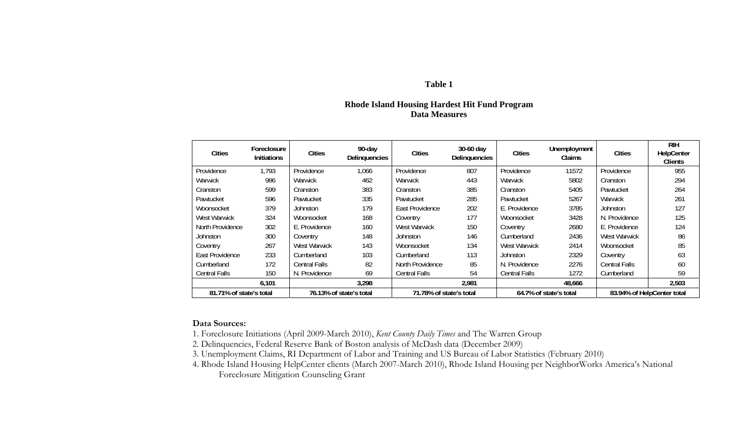**Table 1**

**Rhode Island Housing Hardest Hit Fund Program**
**Data Measures**

| Cities | Foreclosure Initiations | Cities | 90-day Delinquencies | Cities | 30-60 day Delinquencies | Cities | Unemployment Claims | Cities | RIH HelpCenter Clients |
|---|---|---|---|---|---|---|---|---|---|
| Providence | 1,793 | Providence | 1,066 | Providence | 807 | Providence | 11572 | Providence | 955 |
| Warwick | 986 | Warwick | 462 | Warwick | 443 | Warwick | 5802 | Cranston | 294 |
| Cranston | 599 | Cranston | 383 | Cranston | 385 | Cranston | 5405 | Pawtucket | 264 |
| Pawtucket | 596 | Pawtucket | 335 | Pawtucket | 285 | Pawtucket | 5267 | Warwick | 261 |
| Woonsocket | 379 | Johnston | 179 | East Providence | 202 | E. Providence | 3785 | Johnston | 127 |
| West Warwick | 324 | Woonsocket | 168 | Coventry | 177 | Woonsocket | 3428 | N. Providence | 125 |
| North Providence | 302 | E. Providence | 160 | West Warwick | 150 | Coventry | 2680 | E. Providence | 124 |
| Johnston | 300 | Coventry | 148 | Johnston | 146 | Cumberland | 2436 | West Warwick | 86 |
| Coventry | 267 | West Warwick | 143 | Woonsocket | 134 | West Warwick | 2414 | Woonsocket | 85 |
| East Providence | 233 | Cumberland | 103 | Cumberland | 113 | Johnston | 2329 | Coventry | 63 |
| Cumberland | 172 | Central Falls | 82 | North Providence | 85 | N. Providence | 2276 | Central Falls | 60 |
| Central Falls | 150 | N. Providence | 69 | Central Falls | 54 | Central Falls | 1272 | Cumberland | 59 |
| | 6,101 | | 3,298 | | 2,981 | | 48,666 | | 2,503 |
| 81.71% of state's total | | 76.13% of state's total | | 71.78% of state's total | | 64.7% of state's total | | 83.94% of HelpCenter total | |

**Data Sources:**

1. Foreclosure Initiations (April 2009-March 2010), *Kent County Daily Times* and The Warren Group
2. Delinquencies, Federal Reserve Bank of Boston analysis of McDash data (December 2009)
3. Unemployment Claims, RI Department of Labor and Training and US Bureau of Labor Statistics (February 2010)
4. Rhode Island Housing HelpCenter clients (March 2007-March 2010), Rhode Island Housing per NeighborWorks America's National Foreclosure Mitigation Counseling Grant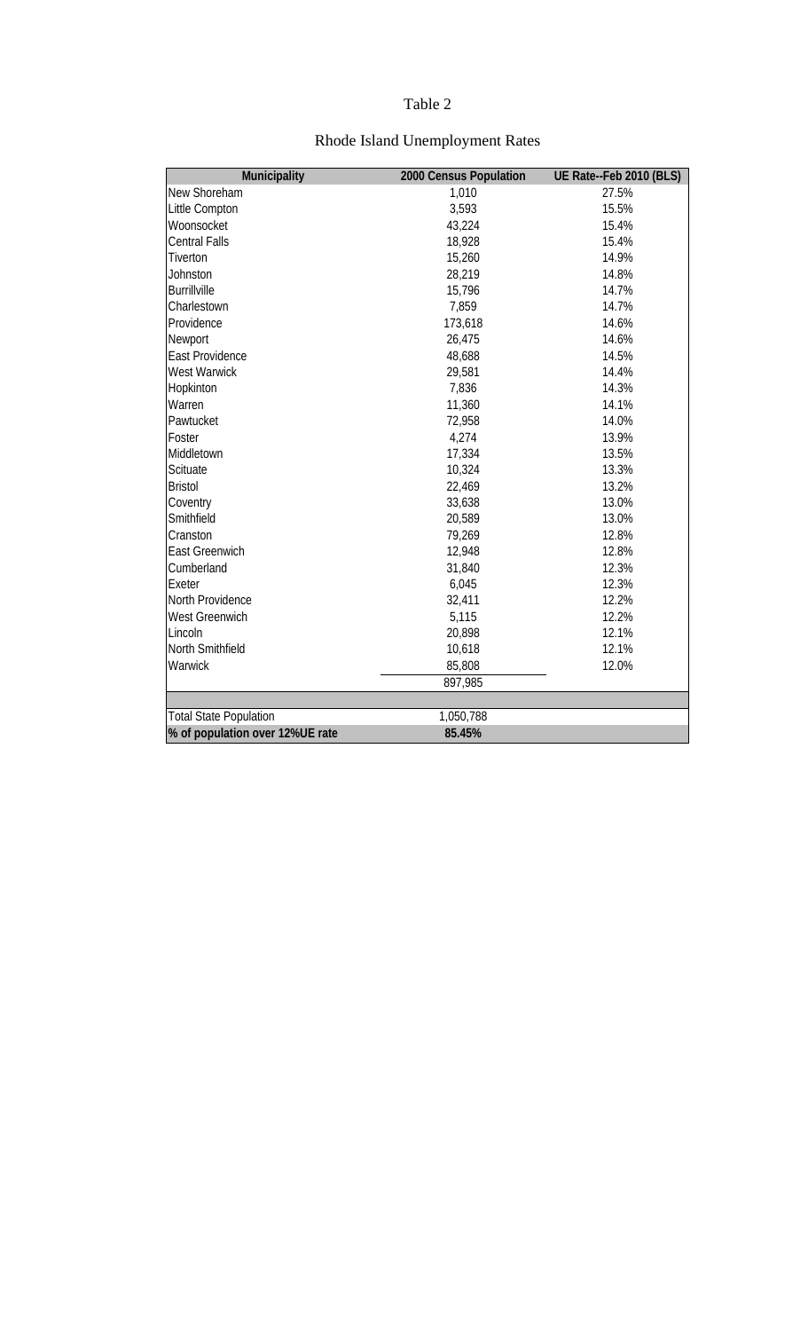Table 2

Rhode Island Unemployment Rates

| Municipality | 2000 Census Population | UE Rate--Feb 2010 (BLS) |
|---|---|---|
| New Shoreham | 1,010 | 27.5% |
| Little Compton | 3,593 | 15.5% |
| Woonsocket | 43,224 | 15.4% |
| Central Falls | 18,928 | 15.4% |
| Tiverton | 15,260 | 14.9% |
| Johnston | 28,219 | 14.8% |
| Burrillville | 15,796 | 14.7% |
| Charlestown | 7,859 | 14.7% |
| Providence | 173,618 | 14.6% |
| Newport | 26,475 | 14.6% |
| East Providence | 48,688 | 14.5% |
| West Warwick | 29,581 | 14.4% |
| Hopkinton | 7,836 | 14.3% |
| Warren | 11,360 | 14.1% |
| Pawtucket | 72,958 | 14.0% |
| Foster | 4,274 | 13.9% |
| Middletown | 17,334 | 13.5% |
| Scituate | 10,324 | 13.3% |
| Bristol | 22,469 | 13.2% |
| Coventry | 33,638 | 13.0% |
| Smithfield | 20,589 | 13.0% |
| Cranston | 79,269 | 12.8% |
| East Greenwich | 12,948 | 12.8% |
| Cumberland | 31,840 | 12.3% |
| Exeter | 6,045 | 12.3% |
| North Providence | 32,411 | 12.2% |
| West Greenwich | 5,115 | 12.2% |
| Lincoln | 20,898 | 12.1% |
| North Smithfield | 10,618 | 12.1% |
| Warwick | 85,808 | 12.0% |
| | 897,985 | |
| | | |
| Total State Population | 1,050,788 | |
| **% of population over 12%UE rate** | **85.45%** | |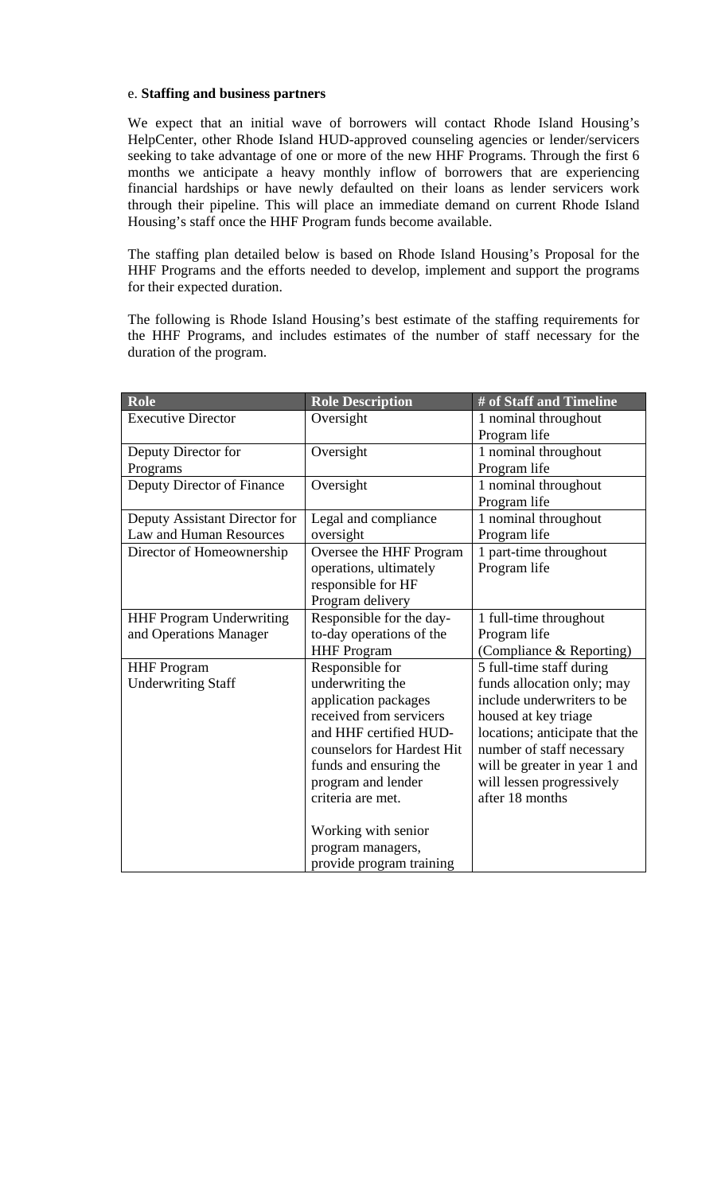e. **Staffing and business partners**

We expect that an initial wave of borrowers will contact Rhode Island Housing's HelpCenter, other Rhode Island HUD-approved counseling agencies or lender/servicers seeking to take advantage of one or more of the new HHF Programs. Through the first 6 months we anticipate a heavy monthly inflow of borrowers that are experiencing financial hardships or have newly defaulted on their loans as lender servicers work through their pipeline. This will place an immediate demand on current Rhode Island Housing's staff once the HHF Program funds become available.

The staffing plan detailed below is based on Rhode Island Housing's Proposal for the HHF Programs and the efforts needed to develop, implement and support the programs for their expected duration.

The following is Rhode Island Housing's best estimate of the staffing requirements for the HHF Programs, and includes estimates of the number of staff necessary for the duration of the program.

| Role | Role Description | # of Staff and Timeline |
|---|---|---|
| Executive Director | Oversight | 1 nominal throughout Program life |
| Deputy Director for Programs | Oversight | 1 nominal throughout Program life |
| Deputy Director of Finance | Oversight | 1 nominal throughout Program life |
| Deputy Assistant Director for Law and Human Resources | Legal and compliance oversight | 1 nominal throughout Program life |
| Director of Homeownership | Oversee the HHF Program operations, ultimately responsible for HF Program delivery | 1 part-time throughout Program life |
| HHF Program Underwriting and Operations Manager | Responsible for the day-to-day operations of the HHF Program | 1 full-time throughout Program life (Compliance & Reporting) |
| HHF Program Underwriting Staff | Responsible for underwriting the application packages received from servicers and HHF certified HUD-counselors for Hardest Hit funds and ensuring the program and lender criteria are met.<br><br>Working with senior program managers, provide program training | 5 full-time staff during funds allocation only; may include underwriters to be housed at key triage locations; anticipate that the number of staff necessary will be greater in year 1 and will lessen progressively after 18 months |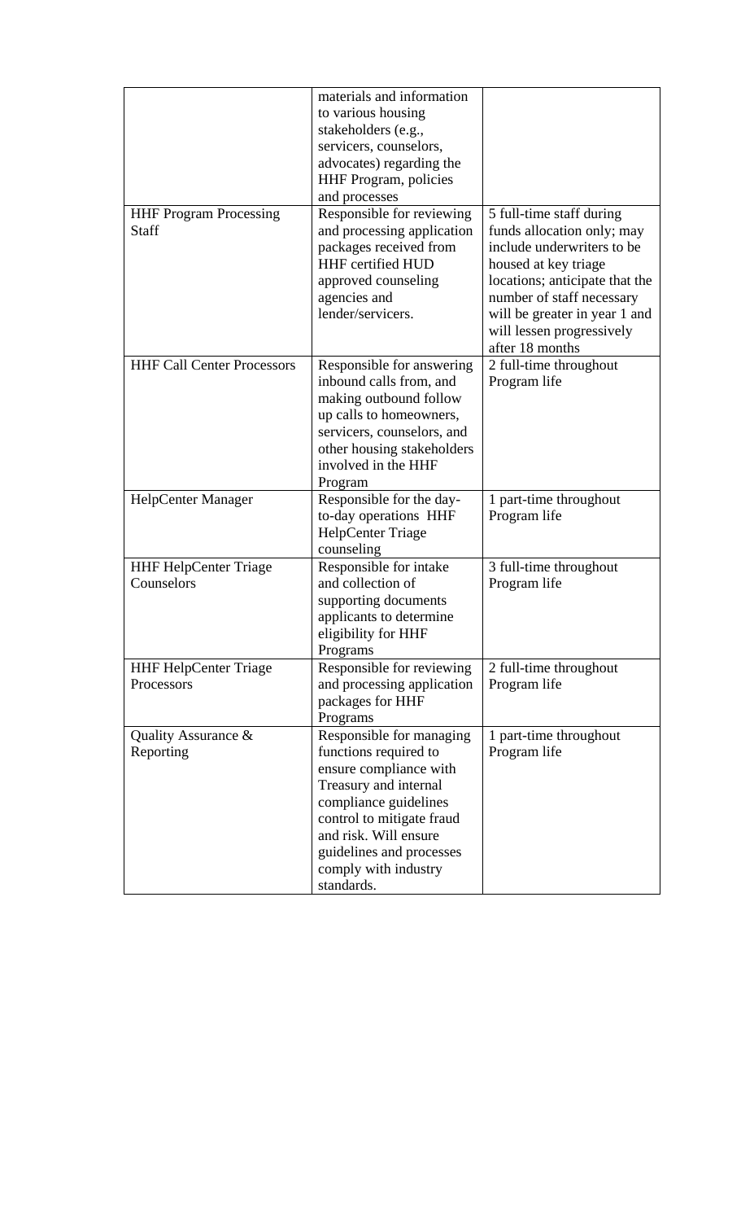| | | |
|---|---|---|
| | materials and information to various housing stakeholders (e.g., servicers, counselors, advocates) regarding the HHF Program, policies and processes | |
| HHF Program Processing Staff | Responsible for reviewing and processing application packages received from HHF certified HUD approved counseling agencies and lender/servicers. | 5 full-time staff during funds allocation only; may include underwriters to be housed at key triage locations; anticipate that the number of staff necessary will be greater in year 1 and will lessen progressively after 18 months |
| HHF Call Center Processors | Responsible for answering inbound calls from, and making outbound follow up calls to homeowners, servicers, counselors, and other housing stakeholders involved in the HHF Program | 2 full-time throughout Program life |
| HelpCenter Manager | Responsible for the day-to-day operations HHF HelpCenter Triage counseling | 1 part-time throughout Program life |
| HHF HelpCenter Triage Counselors | Responsible for intake and collection of supporting documents applicants to determine eligibility for HHF Programs | 3 full-time throughout Program life |
| HHF HelpCenter Triage Processors | Responsible for reviewing and processing application packages for HHF Programs | 2 full-time throughout Program life |
| Quality Assurance & Reporting | Responsible for managing functions required to ensure compliance with Treasury and internal compliance guidelines control to mitigate fraud and risk. Will ensure guidelines and processes comply with industry standards. | 1 part-time throughout Program life |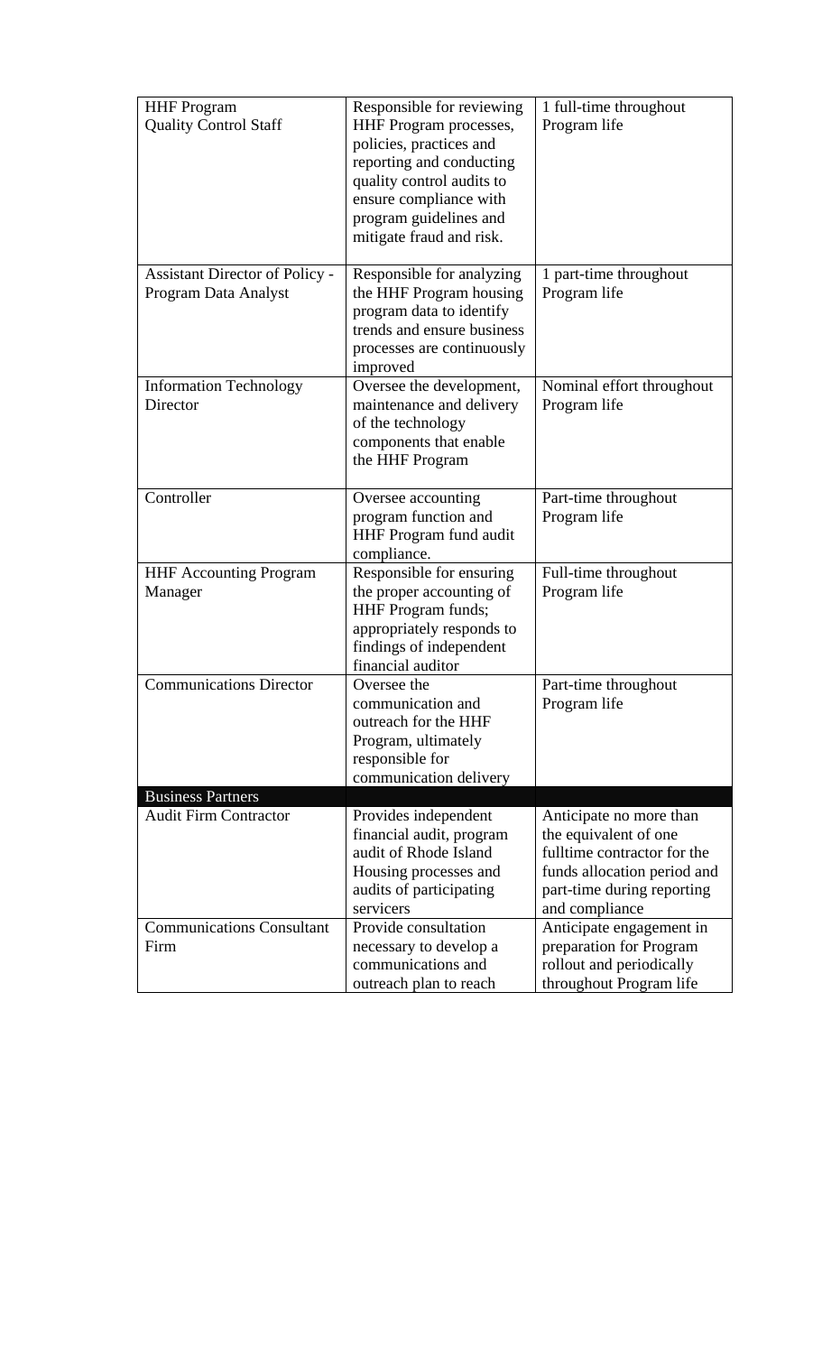| | | |
|---|---|---|
| HHF Program Quality Control Staff | Responsible for reviewing HHF Program processes, policies, practices and reporting and conducting quality control audits to ensure compliance with program guidelines and mitigate fraud and risk. | 1 full-time throughout Program life |
| Assistant Director of Policy - Program Data Analyst | Responsible for analyzing the HHF Program housing program data to identify trends and ensure business processes are continuously improved | 1 part-time throughout Program life |
| Information Technology Director | Oversee the development, maintenance and delivery of the technology components that enable the HHF Program | Nominal effort throughout Program life |
| Controller | Oversee accounting program function and HHF Program fund audit compliance. | Part-time throughout Program life |
| HHF Accounting Program Manager | Responsible for ensuring the proper accounting of HHF Program funds; appropriately responds to findings of independent financial auditor | Full-time throughout Program life |
| Communications Director | Oversee the communication and outreach for the HHF Program, ultimately responsible for communication delivery | Part-time throughout Program life |
| **Business Partners** | | |
| Audit Firm Contractor | Provides independent financial audit, program audit of Rhode Island Housing processes and audits of participating servicers | Anticipate no more than the equivalent of one fulltime contractor for the funds allocation period and part-time during reporting and compliance |
| Communications Consultant Firm | Provide consultation necessary to develop a communications and outreach plan to reach | Anticipate engagement in preparation for Program rollout and periodically throughout Program life |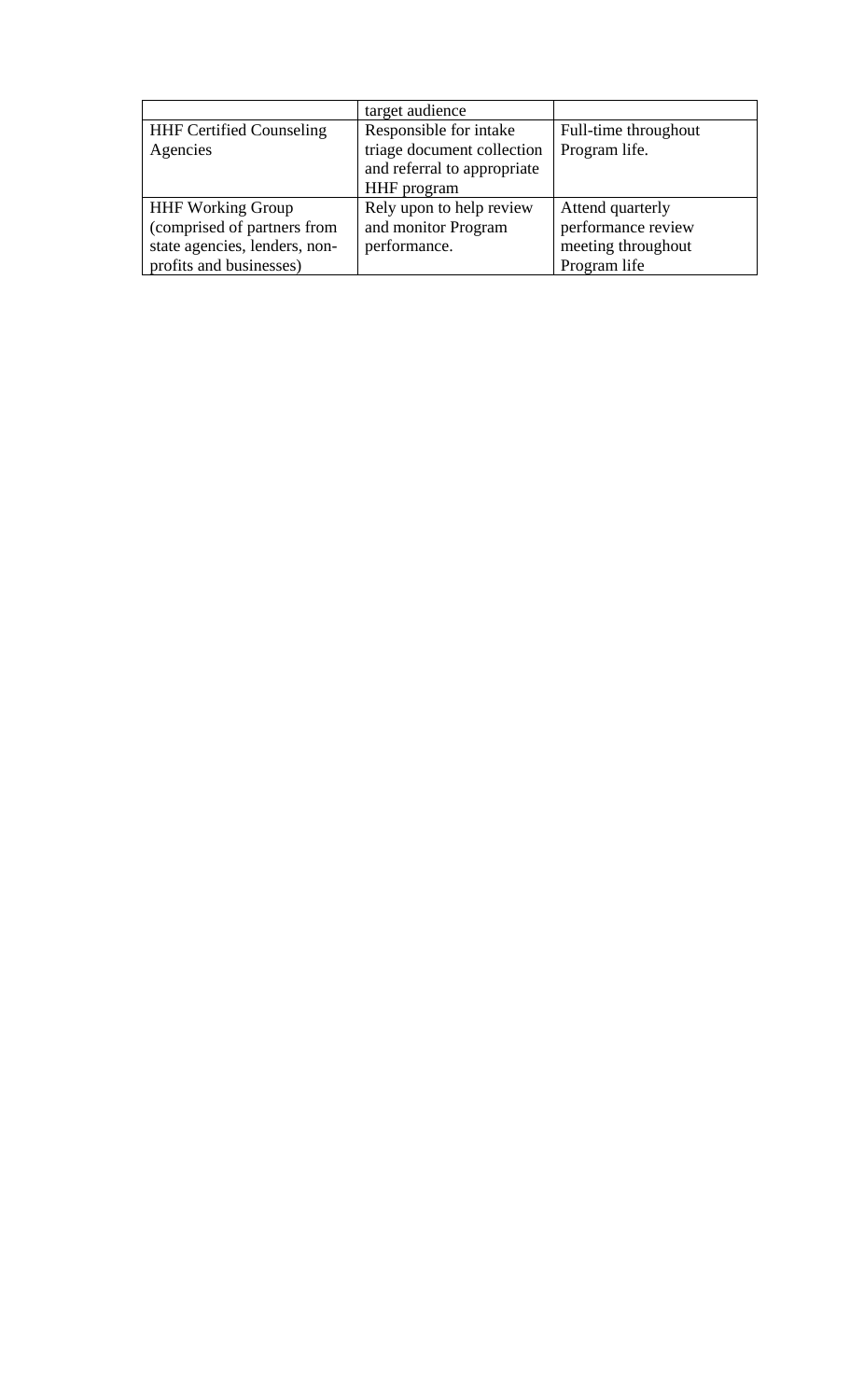|  |  |  |
|---|---|---|
|  | target audience |  |
| HHF Certified Counseling Agencies | Responsible for intake triage document collection and referral to appropriate HHF program | Full-time throughout Program life. |
| HHF Working Group (comprised of partners from state agencies, lenders, non-profits and businesses) | Rely upon to help review and monitor Program performance. | Attend quarterly performance review meeting throughout Program life |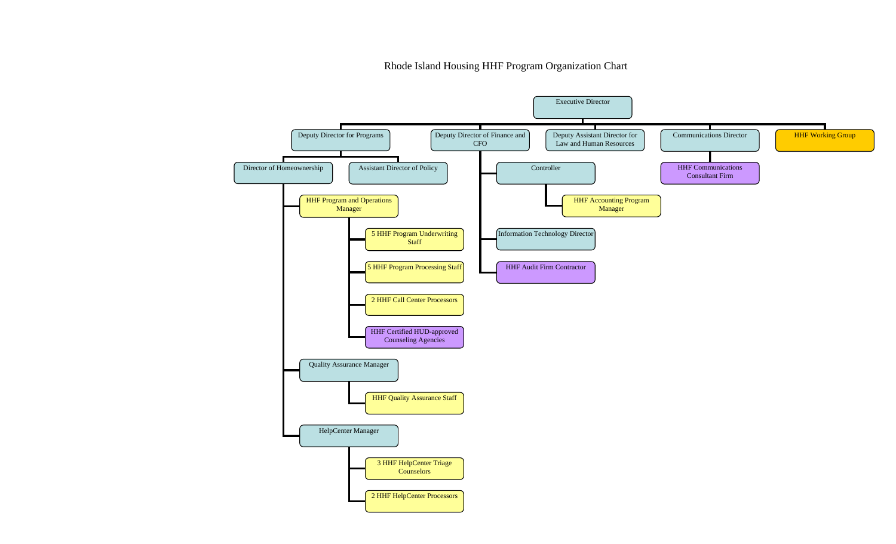# Rhode Island Housing HHF Program Organization Chart

- Executive Director
  - Deputy Director for Programs
    - Director of Homeownership
      - HHF Program and Operations Manager
        - 5 HHF Program Underwriting Staff
        - 5 HHF Program Processing Staff
        - 2 HHF Call Center Processors
        - HHF Certified HUD-approved Counseling Agencies
      - Quality Assurance Manager
        - HHF Quality Assurance Staff
      - HelpCenter Manager
        - 3 HHF HelpCenter Triage Counselors
        - 2 HHF HelpCenter Processors
    - Assistant Director of Policy
  - Deputy Director of Finance and CFO
    - Controller
      - HHF Accounting Program Manager
    - Information Technology Director
    - HHF Audit Firm Contractor
  - Deputy Assistant Director for Law and Human Resources
  - Communications Director
    - HHF Communications Consultant Firm
  - HHF Working Group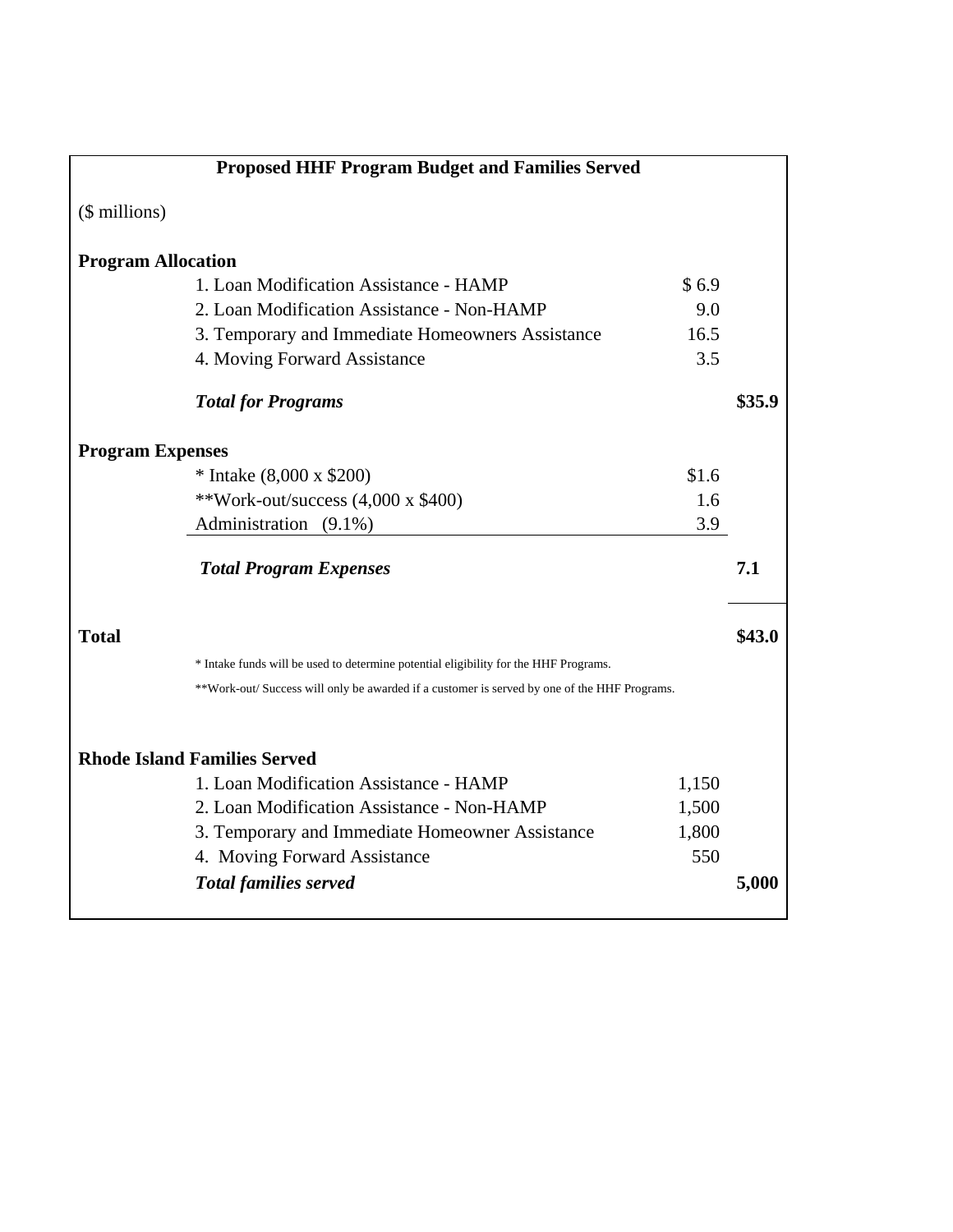**Proposed HHF Program Budget and Families Served**

($ millions)

| | | |
|---|---|---|
| **Program Allocation** | | |
| 1. Loan Modification Assistance - HAMP | $ 6.9 | |
| 2. Loan Modification Assistance - Non-HAMP | 9.0 | |
| 3. Temporary and Immediate Homeowners Assistance | 16.5 | |
| 4. Moving Forward Assistance | 3.5 | |
| ***Total for Programs*** | | **$35.9** |
| **Program Expenses** | | |
| * Intake (8,000 x $200) | $1.6 | |
| **Work-out/success (4,000 x $400) | 1.6 | |
| Administration (9.1%) | 3.9 | |
| ***Total Program Expenses*** | | **7.1** |
| **Total** | | **$43.0** |

\* Intake funds will be used to determine potential eligibility for the HHF Programs.

\*\*Work-out/ Success will only be awarded if a customer is served by one of the HHF Programs.

| | | |
|---|---|---|
| **Rhode Island Families Served** | | |
| 1. Loan Modification Assistance - HAMP | 1,150 | |
| 2. Loan Modification Assistance - Non-HAMP | 1,500 | |
| 3. Temporary and Immediate Homeowner Assistance | 1,800 | |
| 4. Moving Forward Assistance | 550 | |
| ***Total families served*** | | **5,000** |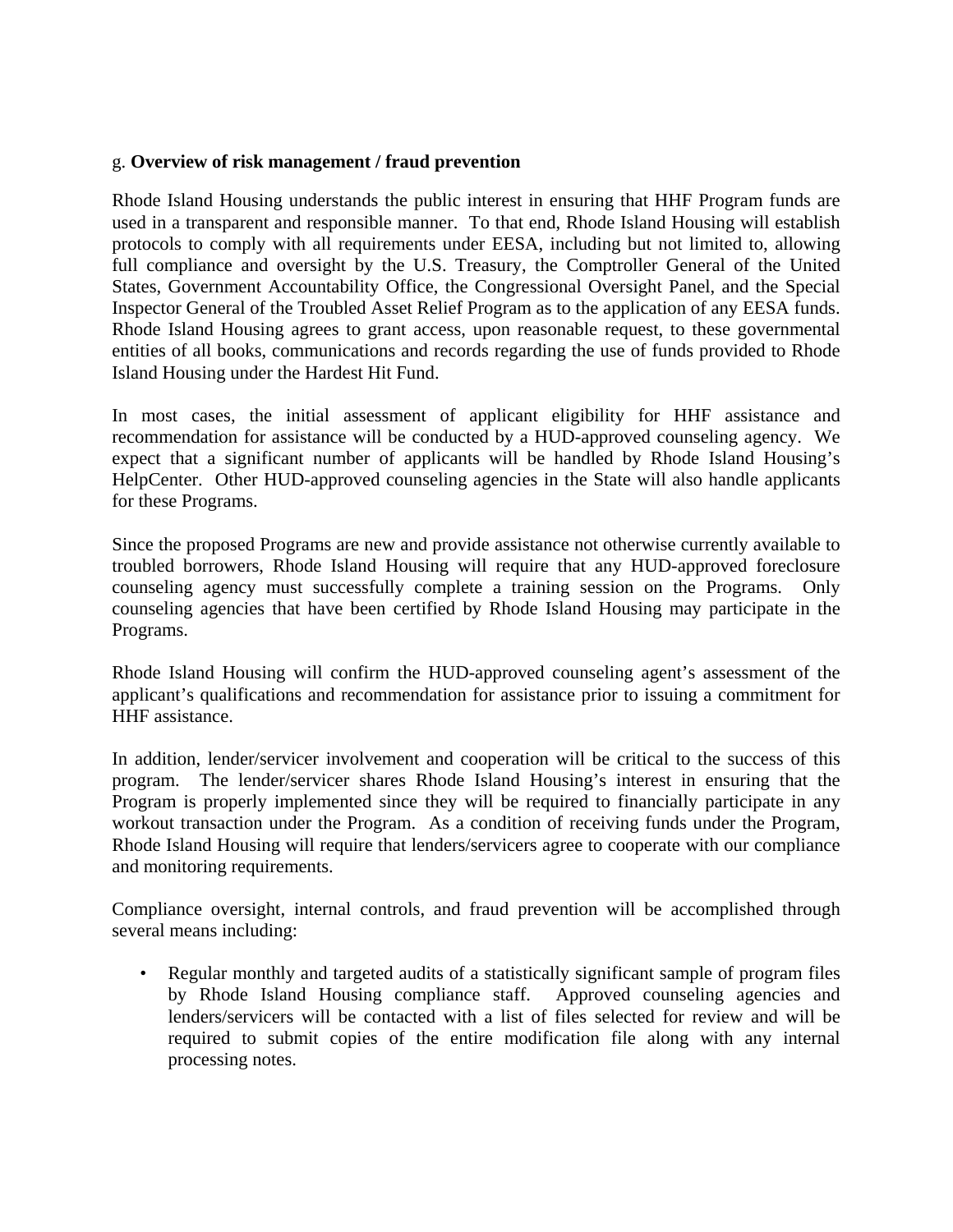g. **Overview of risk management / fraud prevention**

Rhode Island Housing understands the public interest in ensuring that HHF Program funds are used in a transparent and responsible manner. To that end, Rhode Island Housing will establish protocols to comply with all requirements under EESA, including but not limited to, allowing full compliance and oversight by the U.S. Treasury, the Comptroller General of the United States, Government Accountability Office, the Congressional Oversight Panel, and the Special Inspector General of the Troubled Asset Relief Program as to the application of any EESA funds. Rhode Island Housing agrees to grant access, upon reasonable request, to these governmental entities of all books, communications and records regarding the use of funds provided to Rhode Island Housing under the Hardest Hit Fund.

In most cases, the initial assessment of applicant eligibility for HHF assistance and recommendation for assistance will be conducted by a HUD-approved counseling agency. We expect that a significant number of applicants will be handled by Rhode Island Housing's HelpCenter. Other HUD-approved counseling agencies in the State will also handle applicants for these Programs.

Since the proposed Programs are new and provide assistance not otherwise currently available to troubled borrowers, Rhode Island Housing will require that any HUD-approved foreclosure counseling agency must successfully complete a training session on the Programs. Only counseling agencies that have been certified by Rhode Island Housing may participate in the Programs.

Rhode Island Housing will confirm the HUD-approved counseling agent's assessment of the applicant's qualifications and recommendation for assistance prior to issuing a commitment for HHF assistance.

In addition, lender/servicer involvement and cooperation will be critical to the success of this program. The lender/servicer shares Rhode Island Housing's interest in ensuring that the Program is properly implemented since they will be required to financially participate in any workout transaction under the Program. As a condition of receiving funds under the Program, Rhode Island Housing will require that lenders/servicers agree to cooperate with our compliance and monitoring requirements.

Compliance oversight, internal controls, and fraud prevention will be accomplished through several means including:

- Regular monthly and targeted audits of a statistically significant sample of program files by Rhode Island Housing compliance staff. Approved counseling agencies and lenders/servicers will be contacted with a list of files selected for review and will be required to submit copies of the entire modification file along with any internal processing notes.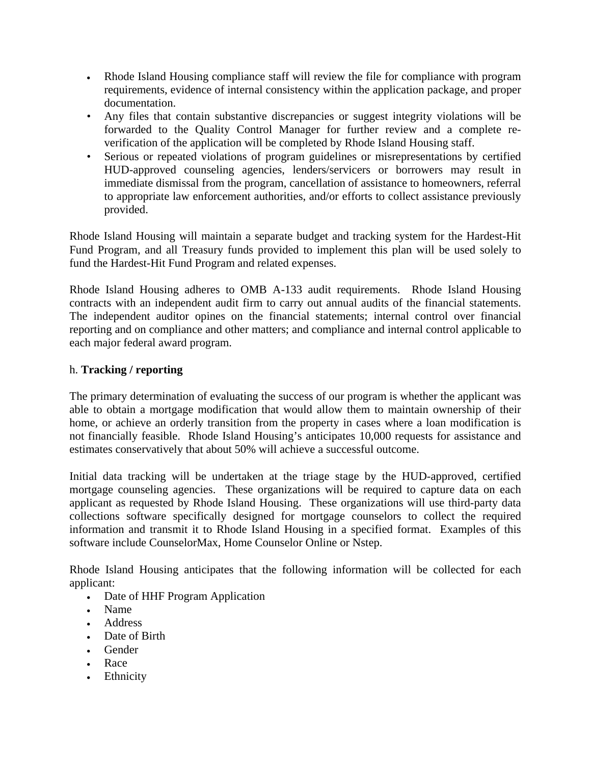- Rhode Island Housing compliance staff will review the file for compliance with program requirements, evidence of internal consistency within the application package, and proper documentation.
- Any files that contain substantive discrepancies or suggest integrity violations will be forwarded to the Quality Control Manager for further review and a complete re-verification of the application will be completed by Rhode Island Housing staff.
- Serious or repeated violations of program guidelines or misrepresentations by certified HUD-approved counseling agencies, lenders/servicers or borrowers may result in immediate dismissal from the program, cancellation of assistance to homeowners, referral to appropriate law enforcement authorities, and/or efforts to collect assistance previously provided.

Rhode Island Housing will maintain a separate budget and tracking system for the Hardest-Hit Fund Program, and all Treasury funds provided to implement this plan will be used solely to fund the Hardest-Hit Fund Program and related expenses.

Rhode Island Housing adheres to OMB A-133 audit requirements. Rhode Island Housing contracts with an independent audit firm to carry out annual audits of the financial statements. The independent auditor opines on the financial statements; internal control over financial reporting and on compliance and other matters; and compliance and internal control applicable to each major federal award program.

h. **Tracking / reporting**

The primary determination of evaluating the success of our program is whether the applicant was able to obtain a mortgage modification that would allow them to maintain ownership of their home, or achieve an orderly transition from the property in cases where a loan modification is not financially feasible. Rhode Island Housing's anticipates 10,000 requests for assistance and estimates conservatively that about 50% will achieve a successful outcome.

Initial data tracking will be undertaken at the triage stage by the HUD-approved, certified mortgage counseling agencies. These organizations will be required to capture data on each applicant as requested by Rhode Island Housing. These organizations will use third-party data collections software specifically designed for mortgage counselors to collect the required information and transmit it to Rhode Island Housing in a specified format. Examples of this software include CounselorMax, Home Counselor Online or Nstep.

Rhode Island Housing anticipates that the following information will be collected for each applicant:

- Date of HHF Program Application
- Name
- Address
- Date of Birth
- Gender
- Race
- Ethnicity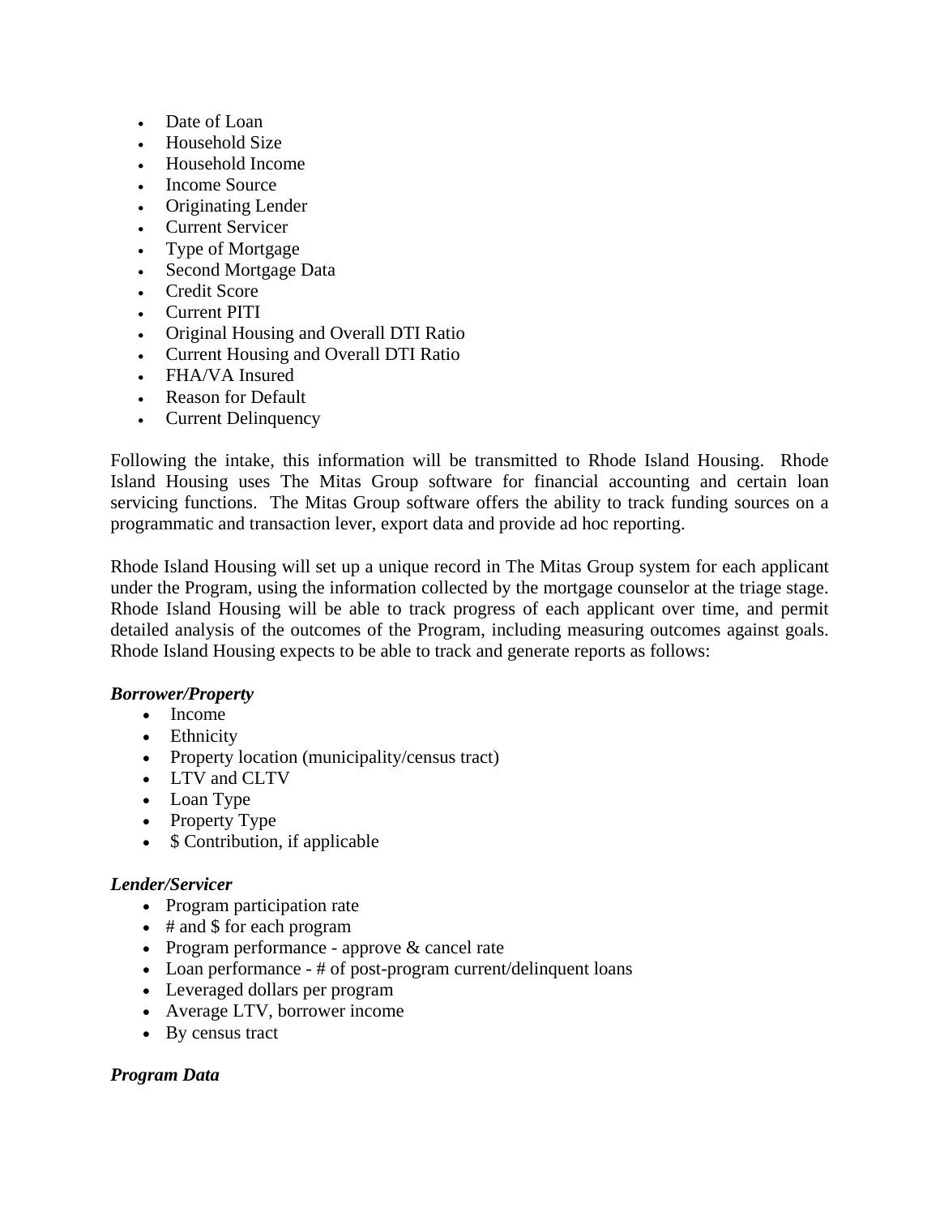- Date of Loan
- Household Size
- Household Income
- Income Source
- Originating Lender
- Current Servicer
- Type of Mortgage
- Second Mortgage Data
- Credit Score
- Current PITI
- Original Housing and Overall DTI Ratio
- Current Housing and Overall DTI Ratio
- FHA/VA Insured
- Reason for Default
- Current Delinquency

Following the intake, this information will be transmitted to Rhode Island Housing. Rhode Island Housing uses The Mitas Group software for financial accounting and certain loan servicing functions. The Mitas Group software offers the ability to track funding sources on a programmatic and transaction lever, export data and provide ad hoc reporting.

Rhode Island Housing will set up a unique record in The Mitas Group system for each applicant under the Program, using the information collected by the mortgage counselor at the triage stage. Rhode Island Housing will be able to track progress of each applicant over time, and permit detailed analysis of the outcomes of the Program, including measuring outcomes against goals. Rhode Island Housing expects to be able to track and generate reports as follows:

***Borrower/Property***

- Income
- Ethnicity
- Property location (municipality/census tract)
- LTV and CLTV
- Loan Type
- Property Type
- $ Contribution, if applicable

***Lender/Servicer***

- Program participation rate
- # and $ for each program
- Program performance - approve & cancel rate
- Loan performance - # of post-program current/delinquent loans
- Leveraged dollars per program
- Average LTV, borrower income
- By census tract

***Program Data***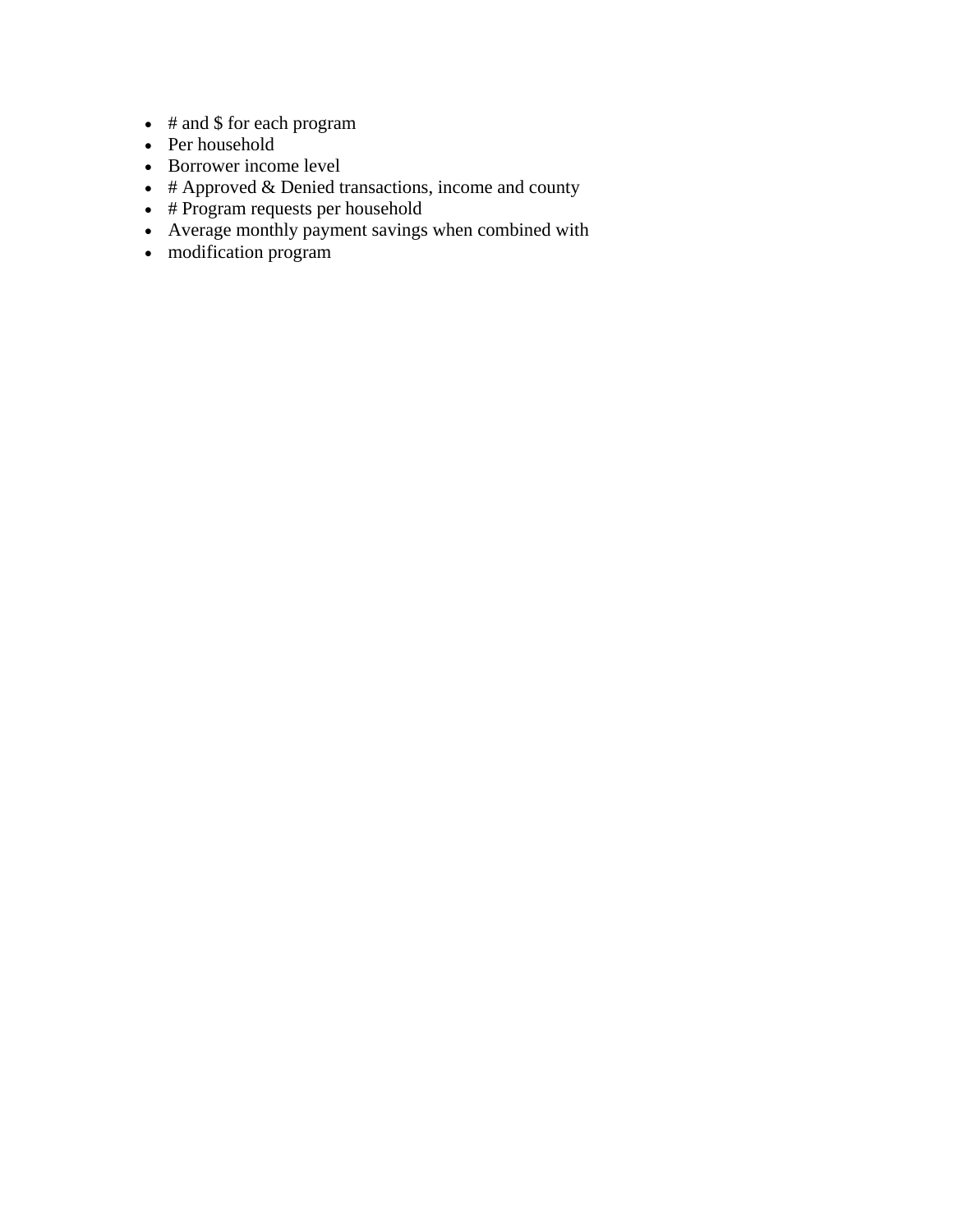- # and $ for each program
- Per household
- Borrower income level
- # Approved & Denied transactions, income and county
- # Program requests per household
- Average monthly payment savings when combined with
- modification program